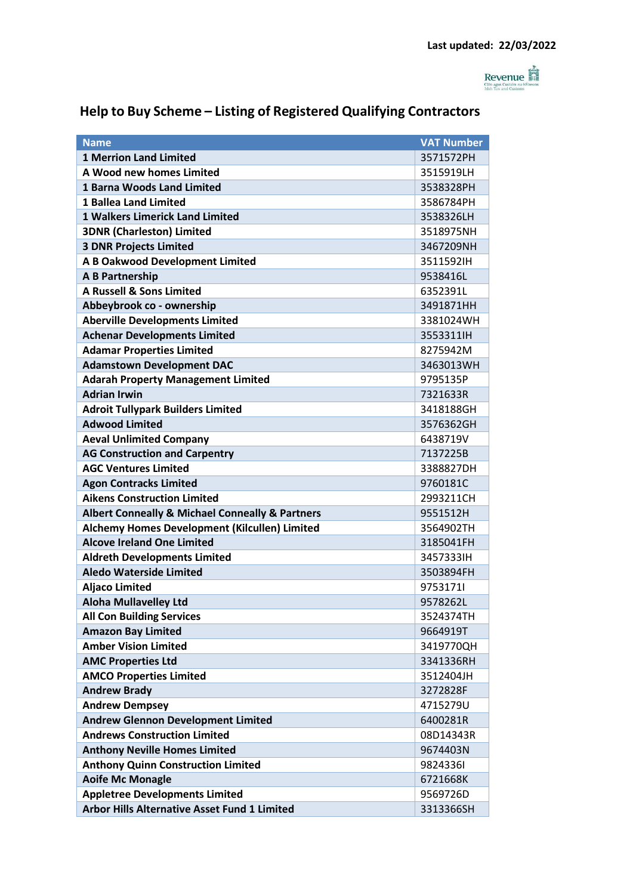Last updated: 22/03/2022

Revenue

# Help to Buy Scheme – Listing of Registered Qualifying Contractors

| Name | VAT Number |
|---|---|
| 1 Merrion Land Limited | 3571572PH |
| A Wood new homes Limited | 3515919LH |
| 1 Barna Woods Land Limited | 3538328PH |
| 1 Ballea Land Limited | 3586784PH |
| 1 Walkers Limerick Land Limited | 3538326LH |
| 3DNR (Charleston) Limited | 3518975NH |
| 3 DNR Projects Limited | 3467209NH |
| A B Oakwood Development Limited | 3511592IH |
| A B Partnership | 9538416L |
| A Russell & Sons Limited | 6352391L |
| Abbeybrook co - ownership | 3491871HH |
| Aberville Developments Limited | 3381024WH |
| Achenar Developments Limited | 3553311IH |
| Adamar Properties Limited | 8275942M |
| Adamstown Development DAC | 3463013WH |
| Adarah Property Management Limited | 9795135P |
| Adrian Irwin | 7321633R |
| Adroit Tullypark Builders Limited | 3418188GH |
| Adwood Limited | 3576362GH |
| Aeval Unlimited Company | 6438719V |
| AG Construction and Carpentry | 7137225B |
| AGC Ventures Limited | 3388827DH |
| Agon Contracks Limited | 9760181C |
| Aikens Construction Limited | 2993211CH |
| Albert Conneally & Michael Conneally & Partners | 9551512H |
| Alchemy Homes Development (Kilcullen) Limited | 3564902TH |
| Alcove Ireland One Limited | 3185041FH |
| Aldreth Developments Limited | 3457333IH |
| Aledo Waterside Limited | 3503894FH |
| Aljaco Limited | 9753171I |
| Aloha Mullavelley Ltd | 9578262L |
| All Con Building Services | 3524374TH |
| Amazon Bay Limited | 9664919T |
| Amber Vision Limited | 3419770QH |
| AMC Properties Ltd | 3341336RH |
| AMCO Properties Limited | 3512404JH |
| Andrew Brady | 3272828F |
| Andrew Dempsey | 4715279U |
| Andrew Glennon Development Limited | 6400281R |
| Andrews Construction Limited | 08D14343R |
| Anthony Neville Homes Limited | 9674403N |
| Anthony Quinn Construction Limited | 9824336I |
| Aoife Mc Monagle | 6721668K |
| Appletree Developments Limited | 9569726D |
| Arbor Hills Alternative Asset Fund 1 Limited | 3313366SH |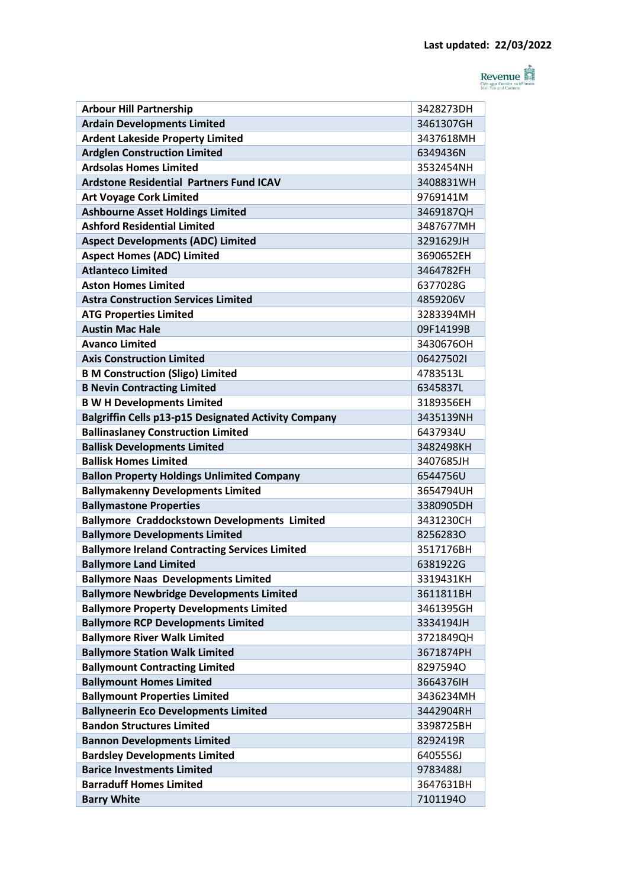Last updated: 22/03/2022

| Arbour Hill Partnership | 3428273DH |
|---|---|
| Ardain Developments Limited | 3461307GH |
| Ardent Lakeside Property Limited | 3437618MH |
| Ardglen Construction Limited | 6349436N |
| Ardsolas Homes Limited | 3532454NH |
| Ardstone Residential Partners Fund ICAV | 3408831WH |
| Art Voyage Cork Limited | 9769141M |
| Ashbourne Asset Holdings Limited | 3469187QH |
| Ashford Residential Limited | 3487677MH |
| Aspect Developments (ADC) Limited | 3291629JH |
| Aspect Homes (ADC) Limited | 3690652EH |
| Atlanteco Limited | 3464782FH |
| Aston Homes Limited | 6377028G |
| Astra Construction Services Limited | 4859206V |
| ATG Properties Limited | 3283394MH |
| Austin Mac Hale | 09F14199B |
| Avanco Limited | 3430676OH |
| Axis Construction Limited | 06427502I |
| B M Construction (Sligo) Limited | 4783513L |
| B Nevin Contracting Limited | 6345837L |
| B W H Developments Limited | 3189356EH |
| Balgriffin Cells p13-p15 Designated Activity Company | 3435139NH |
| Ballinaslaney Construction Limited | 6437934U |
| Ballisk Developments Limited | 3482498KH |
| Ballisk Homes Limited | 3407685JH |
| Ballon Property Holdings Unlimited Company | 6544756U |
| Ballymakenny Developments Limited | 3654794UH |
| Ballymastone Properties | 3380905DH |
| Ballymore Craddockstown Developments Limited | 3431230CH |
| Ballymore Developments Limited | 8256283O |
| Ballymore Ireland Contracting Services Limited | 3517176BH |
| Ballymore Land Limited | 6381922G |
| Ballymore Naas Developments Limited | 3319431KH |
| Ballymore Newbridge Developments Limited | 3611811BH |
| Ballymore Property Developments Limited | 3461395GH |
| Ballymore RCP Developments Limited | 3334194JH |
| Ballymore River Walk Limited | 3721849QH |
| Ballymore Station Walk Limited | 3671874PH |
| Ballymount Contracting Limited | 8297594O |
| Ballymount Homes Limited | 3664376IH |
| Ballymount Properties Limited | 3436234MH |
| Ballyneerin Eco Developments Limited | 3442904RH |
| Bandon Structures Limited | 3398725BH |
| Bannon Developments Limited | 8292419R |
| Bardsley Developments Limited | 6405556J |
| Barice Investments Limited | 9783488J |
| Barraduff Homes Limited | 3647631BH |
| Barry White | 7101194O |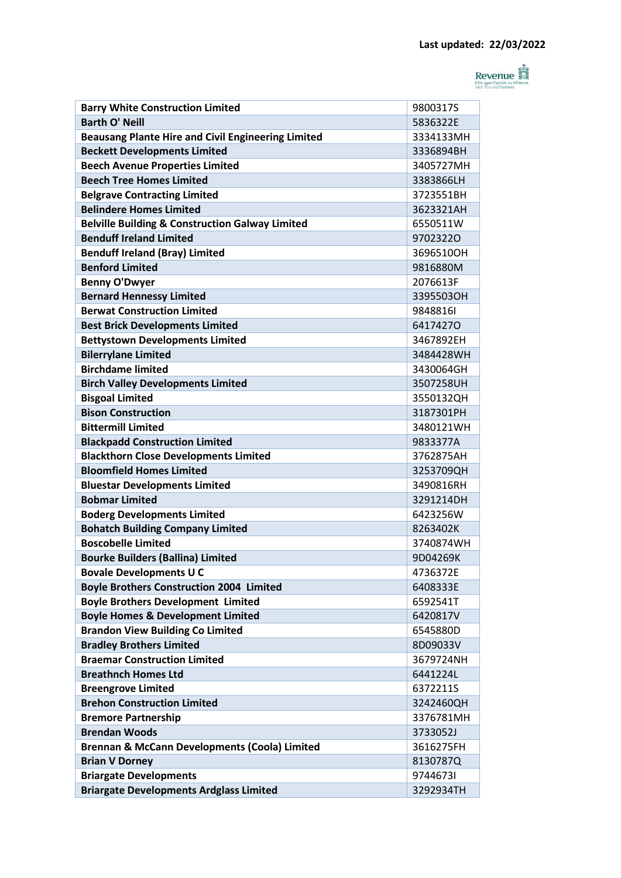Last updated: 22/03/2022

| Barry White Construction Limited | 9800317S |
|---|---|
| Barth O' Neill | 5836322E |
| Beausang Plante Hire and Civil Engineering Limited | 3334133MH |
| Beckett Developments Limited | 3336894BH |
| Beech Avenue Properties Limited | 3405727MH |
| Beech Tree Homes Limited | 3383866LH |
| Belgrave Contracting Limited | 3723551BH |
| Belindere Homes Limited | 3623321AH |
| Belville Building & Construction Galway Limited | 6550511W |
| Benduff Ireland Limited | 9702322O |
| Benduff Ireland (Bray) Limited | 3696510OH |
| Benford Limited | 9816880M |
| Benny O'Dwyer | 2076613F |
| Bernard Hennessy Limited | 3395503OH |
| Berwat Construction Limited | 9848816I |
| Best Brick Developments Limited | 6417427O |
| Bettystown Developments Limited | 3467892EH |
| Bilerrylane Limited | 3484428WH |
| Birchdame limited | 3430064GH |
| Birch Valley Developments Limited | 3507258UH |
| Bisgoal Limited | 3550132QH |
| Bison Construction | 3187301PH |
| Bittermill Limited | 3480121WH |
| Blackpadd Construction Limited | 9833377A |
| Blackthorn Close Developments Limited | 3762875AH |
| Bloomfield Homes Limited | 3253709QH |
| Bluestar Developments Limited | 3490816RH |
| Bobmar Limited | 3291214DH |
| Boderg Developments Limited | 6423256W |
| Bohatch Building Company Limited | 8263402K |
| Boscobelle Limited | 3740874WH |
| Bourke Builders (Ballina) Limited | 9D04269K |
| Bovale Developments U C | 4736372E |
| Boyle Brothers Construction 2004 Limited | 6408333E |
| Boyle Brothers Development Limited | 6592541T |
| Boyle Homes & Development Limited | 6420817V |
| Brandon View Building Co Limited | 6545880D |
| Bradley Brothers Limited | 8D09033V |
| Braemar Construction Limited | 3679724NH |
| Breathnch Homes Ltd | 6441224L |
| Breengrove Limited | 6372211S |
| Brehon Construction Limited | 3242460QH |
| Bremore Partnership | 3376781MH |
| Brendan Woods | 3733052J |
| Brennan & McCann Developments (Coola) Limited | 3616275FH |
| Brian V Dorney | 8130787Q |
| Briargate Developments | 9744673I |
| Briargate Developments Ardglass Limited | 3292934TH |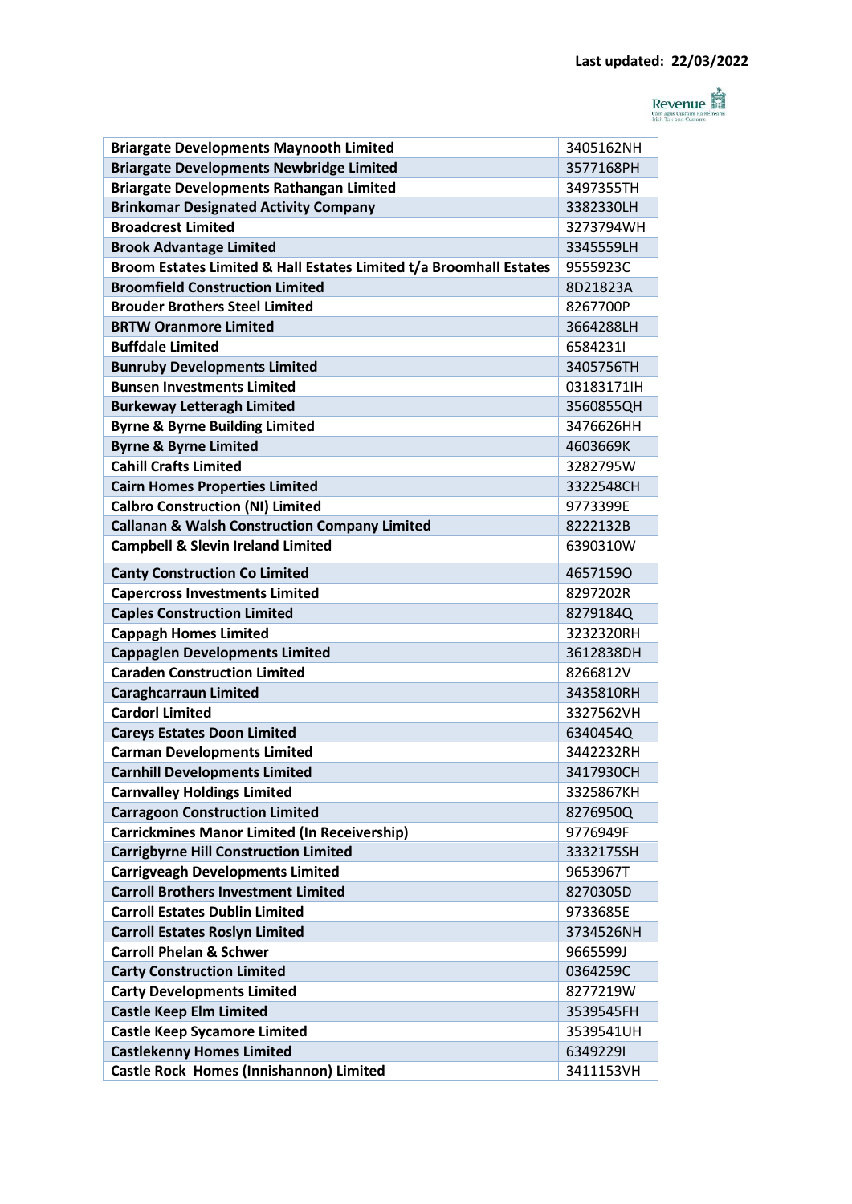Last updated: 22/03/2022

| | |
|---|---|
| **Briargate Developments Maynooth Limited** | 3405162NH |
| **Briargate Developments Newbridge Limited** | 3577168PH |
| **Briargate Developments Rathangan Limited** | 3497355TH |
| **Brinkomar Designated Activity Company** | 3382330LH |
| **Broadcrest Limited** | 3273794WH |
| **Brook Advantage Limited** | 3345559LH |
| **Broom Estates Limited & Hall Estates Limited t/a Broomhall Estates** | 9555923C |
| **Broomfield Construction Limited** | 8D21823A |
| **Brouder Brothers Steel Limited** | 8267700P |
| **BRTW Oranmore Limited** | 3664288LH |
| **Buffdale Limited** | 6584231I |
| **Bunruby Developments Limited** | 3405756TH |
| **Bunsen Investments Limited** | 03183171IH |
| **Burkeway Letteragh Limited** | 3560855QH |
| **Byrne & Byrne Building Limited** | 3476626HH |
| **Byrne & Byrne Limited** | 4603669K |
| **Cahill Crafts Limited** | 3282795W |
| **Cairn Homes Properties Limited** | 3322548CH |
| **Calbro Construction (NI) Limited** | 9773399E |
| **Callanan & Walsh Construction Company Limited** | 8222132B |
| **Campbell & Slevin Ireland Limited** | 6390310W |
| **Canty Construction Co Limited** | 4657159O |
| **Capercross Investments Limited** | 8297202R |
| **Caples Construction Limited** | 8279184Q |
| **Cappagh Homes Limited** | 3232320RH |
| **Cappaglen Developments Limited** | 3612838DH |
| **Caraden Construction Limited** | 8266812V |
| **Caraghcarraun Limited** | 3435810RH |
| **Cardorl Limited** | 3327562VH |
| **Careys Estates Doon Limited** | 6340454Q |
| **Carman Developments Limited** | 3442232RH |
| **Carnhill Developments Limited** | 3417930CH |
| **Carnvalley Holdings Limited** | 3325867KH |
| **Carragoon Construction Limited** | 8276950Q |
| **Carrickmines Manor Limited (In Receivership)** | 9776949F |
| **Carrigbyrne Hill Construction Limited** | 3332175SH |
| **Carrigveagh Developments Limited** | 9653967T |
| **Carroll Brothers Investment Limited** | 8270305D |
| **Carroll Estates Dublin Limited** | 9733685E |
| **Carroll Estates Roslyn Limited** | 3734526NH |
| **Carroll Phelan & Schwer** | 9665599J |
| **Carty Construction Limited** | 0364259C |
| **Carty Developments Limited** | 8277219W |
| **Castle Keep Elm Limited** | 3539545FH |
| **Castle Keep Sycamore Limited** | 3539541UH |
| **Castlekenny Homes Limited** | 6349229I |
| **Castle Rock Homes (Innishannon) Limited** | 3411153VH |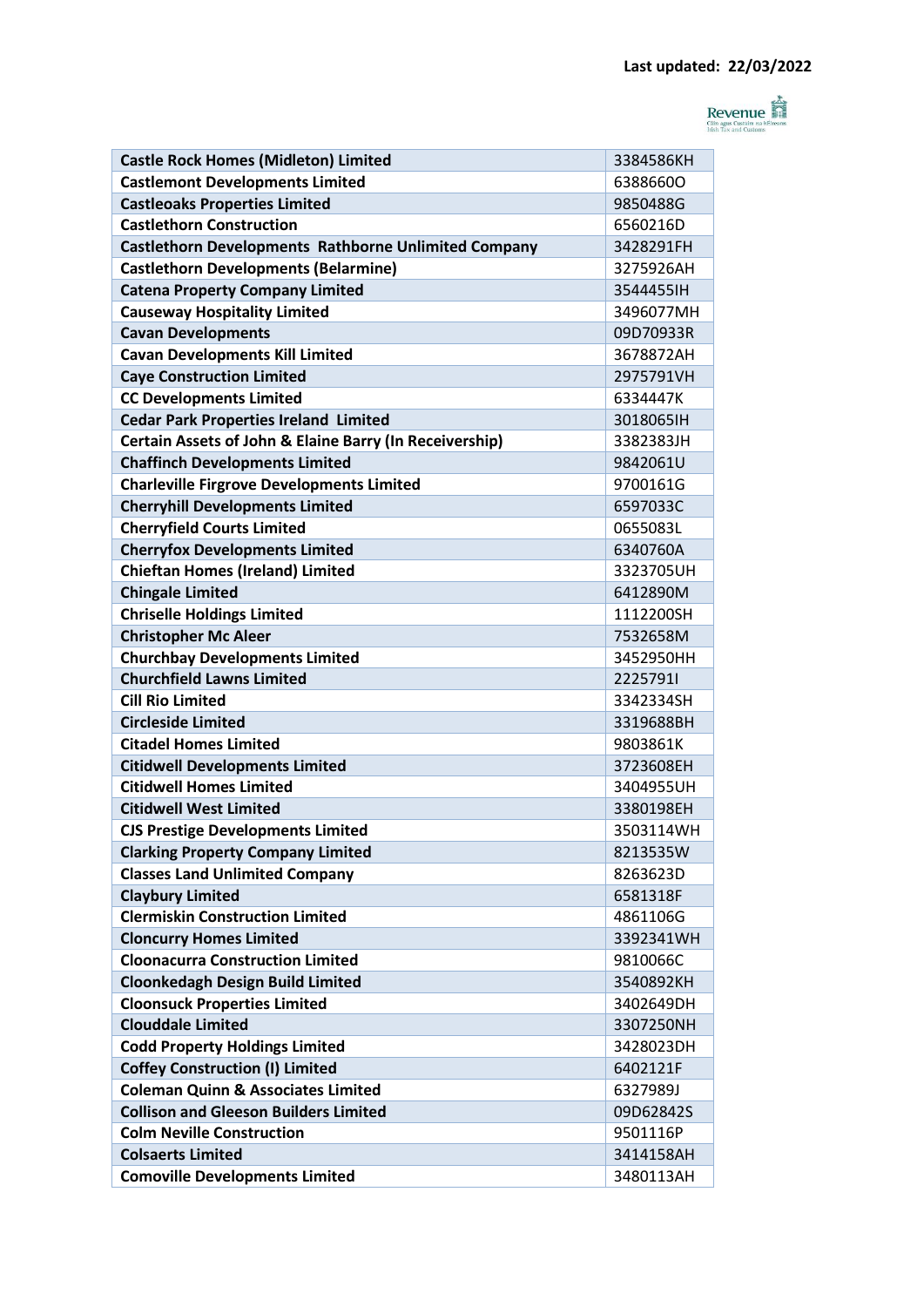Last updated: 22/03/2022

| Castle Rock Homes (Midleton) Limited | 3384586KH |
|---|---|
| Castlemont Developments Limited | 6388660O |
| Castleoaks Properties Limited | 9850488G |
| Castlethorn Construction | 6560216D |
| Castlethorn Developments Rathborne Unlimited Company | 3428291FH |
| Castlethorn Developments (Belarmine) | 3275926AH |
| Catena Property Company Limited | 3544455IH |
| Causeway Hospitality Limited | 3496077MH |
| Cavan Developments | 09D70933R |
| Cavan Developments Kill Limited | 3678872AH |
| Caye Construction Limited | 2975791VH |
| CC Developments Limited | 6334447K |
| Cedar Park Properties Ireland Limited | 3018065IH |
| Certain Assets of John & Elaine Barry (In Receivership) | 3382383JH |
| Chaffinch Developments Limited | 9842061U |
| Charleville Firgrove Developments Limited | 9700161G |
| Cherryhill Developments Limited | 6597033C |
| Cherryfield Courts Limited | 0655083L |
| Cherryfox Developments Limited | 6340760A |
| Chieftan Homes (Ireland) Limited | 3323705UH |
| Chingale Limited | 6412890M |
| Chriselle Holdings Limited | 1112200SH |
| Christopher Mc Aleer | 7532658M |
| Churchbay Developments Limited | 3452950HH |
| Churchfield Lawns Limited | 2225791I |
| Cill Rio Limited | 3342334SH |
| Circleside Limited | 3319688BH |
| Citadel Homes Limited | 9803861K |
| Citidwell Developments Limited | 3723608EH |
| Citidwell Homes Limited | 3404955UH |
| Citidwell West Limited | 3380198EH |
| CJS Prestige Developments Limited | 3503114WH |
| Clarking Property Company Limited | 8213535W |
| Classes Land Unlimited Company | 8263623D |
| Claybury Limited | 6581318F |
| Clermiskin Construction Limited | 4861106G |
| Cloncurry Homes Limited | 3392341WH |
| Cloonacurra Construction Limited | 9810066C |
| Cloonkedagh Design Build Limited | 3540892KH |
| Cloonsuck Properties Limited | 3402649DH |
| Clouddale Limited | 3307250NH |
| Codd Property Holdings Limited | 3428023DH |
| Coffey Construction (I) Limited | 6402121F |
| Coleman Quinn & Associates Limited | 6327989J |
| Collison and Gleeson Builders Limited | 09D62842S |
| Colm Neville Construction | 9501116P |
| Colsaerts Limited | 3414158AH |
| Comoville Developments Limited | 3480113AH |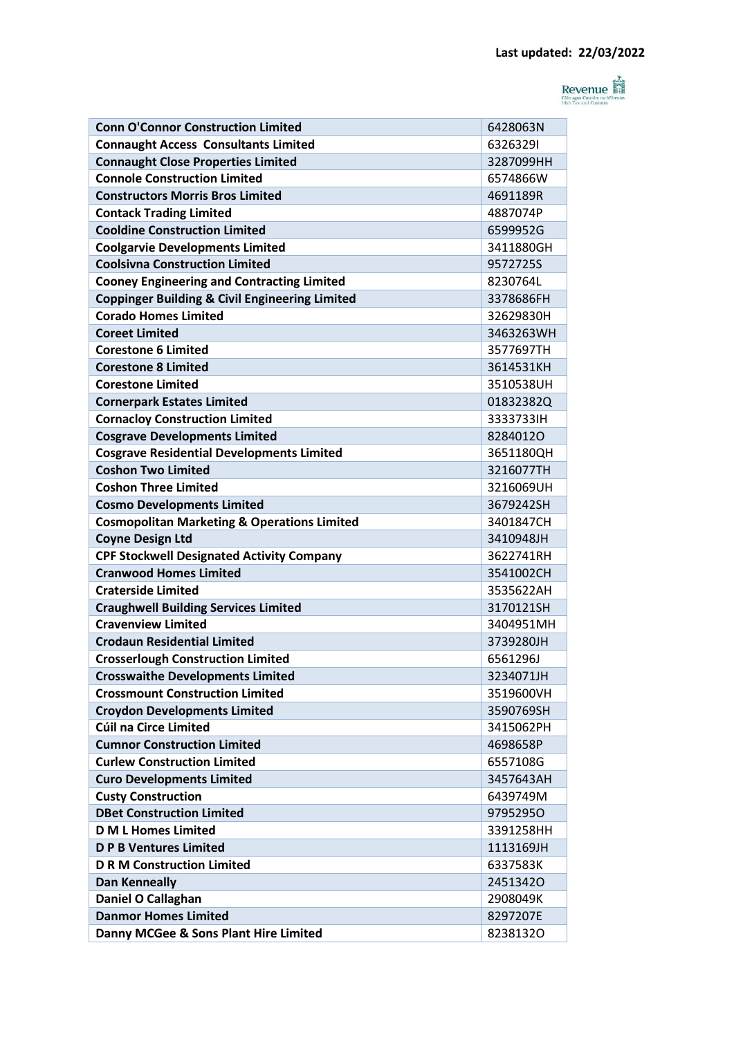Last updated: 22/03/2022

| Conn O'Connor Construction Limited | 6428063N |
|---|---|
| Connaught Access  Consultants Limited | 6326329I |
| Connaught Close Properties Limited | 3287099HH |
| Connole Construction Limited | 6574866W |
| Constructors Morris Bros Limited | 4691189R |
| Contack Trading Limited | 4887074P |
| Cooldine Construction Limited | 6599952G |
| Coolgarvie Developments Limited | 3411880GH |
| Coolsivna Construction Limited | 9572725S |
| Cooney Engineering and Contracting Limited | 8230764L |
| Coppinger Building & Civil Engineering Limited | 3378686FH |
| Corado Homes Limited | 32629830H |
| Coreet Limited | 3463263WH |
| Corestone 6 Limited | 3577697TH |
| Corestone 8 Limited | 3614531KH |
| Corestone Limited | 3510538UH |
| Cornerpark Estates Limited | 01832382Q |
| Cornacloy Construction Limited | 3333733IH |
| Cosgrave Developments Limited | 8284012O |
| Cosgrave Residential Developments Limited | 3651180QH |
| Coshon Two Limited | 3216077TH |
| Coshon Three Limited | 3216069UH |
| Cosmo Developments Limited | 3679242SH |
| Cosmopolitan Marketing & Operations Limited | 3401847CH |
| Coyne Design Ltd | 3410948JH |
| CPF Stockwell Designated Activity Company | 3622741RH |
| Cranwood Homes Limited | 3541002CH |
| Craterside Limited | 3535622AH |
| Craughwell Building Services Limited | 3170121SH |
| Cravenview Limited | 3404951MH |
| Crodaun Residential Limited | 3739280JH |
| Crosserlough Construction Limited | 6561296J |
| Crosswaithe Developments Limited | 3234071JH |
| Crossmount Construction Limited | 3519600VH |
| Croydon Developments Limited | 3590769SH |
| Cúil na Circe Limited | 3415062PH |
| Cumnor Construction Limited | 4698658P |
| Curlew Construction Limited | 6557108G |
| Curo Developments Limited | 3457643AH |
| Custy Construction | 6439749M |
| DBet Construction Limited | 9795295O |
| D M L Homes Limited | 3391258HH |
| D P B Ventures Limited | 1113169JH |
| D R M Construction Limited | 6337583K |
| Dan Kenneally | 2451342O |
| Daniel O Callaghan | 2908049K |
| Danmor Homes Limited | 8297207E |
| Danny MCGee & Sons Plant Hire Limited | 8238132O |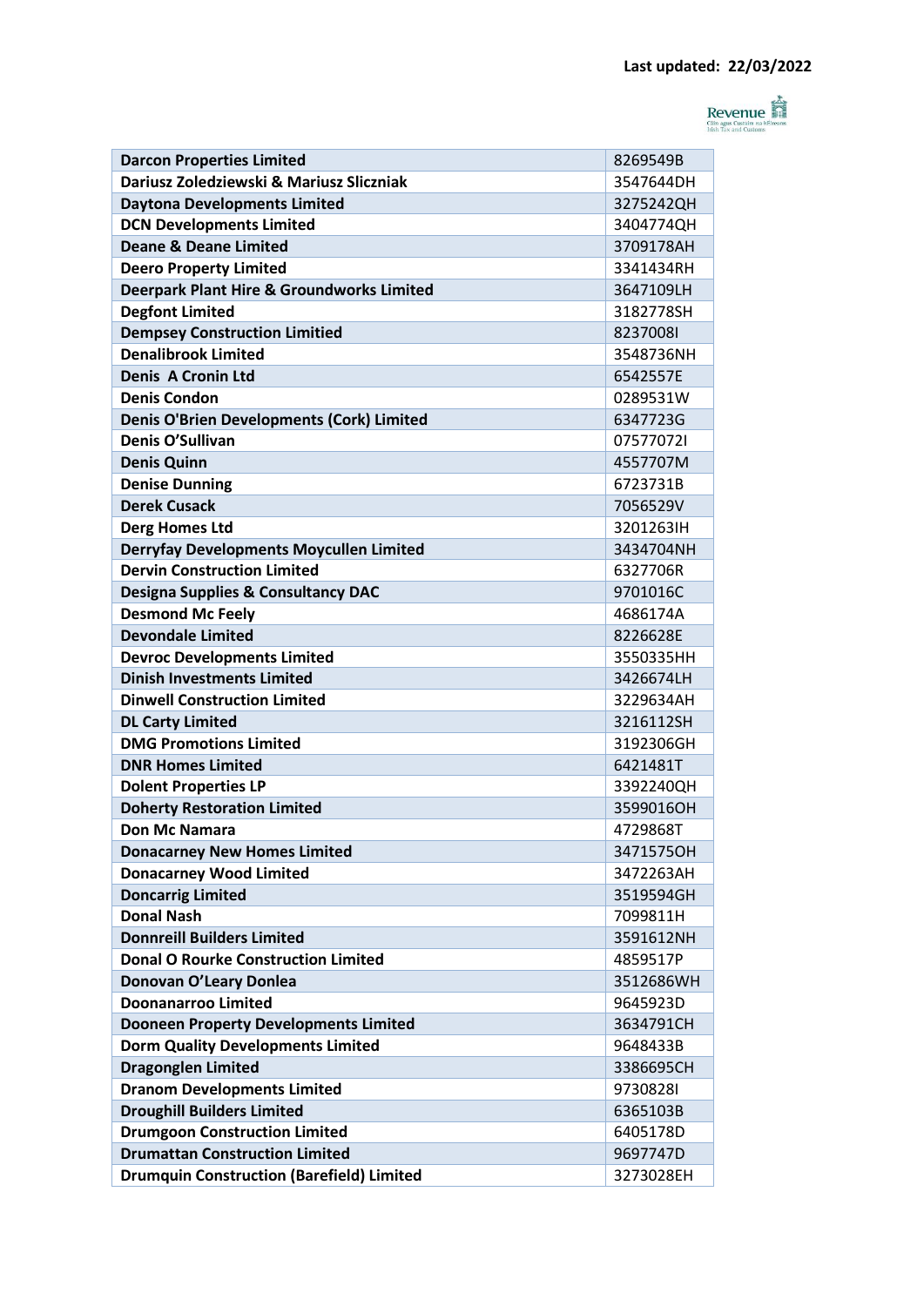Last updated: 22/03/2022

| Darcon Properties Limited | 8269549B |
|---|---|
| Dariusz Zoledziewski & Mariusz Sliczniak | 3547644DH |
| Daytona Developments Limited | 3275242QH |
| DCN Developments Limited | 3404774QH |
| Deane & Deane Limited | 3709178AH |
| Deero Property Limited | 3341434RH |
| Deerpark Plant Hire & Groundworks Limited | 3647109LH |
| Degfont Limited | 3182778SH |
| Dempsey Construction Limitied | 8237008I |
| Denalibrook Limited | 3548736NH |
| Denis A Cronin Ltd | 6542557E |
| Denis Condon | 0289531W |
| Denis O'Brien Developments (Cork) Limited | 6347723G |
| Denis O'Sullivan | 07577072I |
| Denis Quinn | 4557707M |
| Denise Dunning | 6723731B |
| Derek Cusack | 7056529V |
| Derg Homes Ltd | 3201263IH |
| Derryfay Developments Moycullen Limited | 3434704NH |
| Dervin Construction Limited | 6327706R |
| Designa Supplies & Consultancy DAC | 9701016C |
| Desmond Mc Feely | 4686174A |
| Devondale Limited | 8226628E |
| Devroc Developments Limited | 3550335HH |
| Dinish Investments Limited | 3426674LH |
| Dinwell Construction Limited | 3229634AH |
| DL Carty Limited | 3216112SH |
| DMG Promotions Limited | 3192306GH |
| DNR Homes Limited | 6421481T |
| Dolent Properties LP | 3392240QH |
| Doherty Restoration Limited | 3599016OH |
| Don Mc Namara | 4729868T |
| Donacarney New Homes Limited | 3471575OH |
| Donacarney Wood Limited | 3472263AH |
| Doncarrig Limited | 3519594GH |
| Donal Nash | 7099811H |
| Donnreill Builders Limited | 3591612NH |
| Donal O Rourke Construction Limited | 4859517P |
| Donovan O'Leary Donlea | 3512686WH |
| Doonanarroo Limited | 9645923D |
| Dooneen Property Developments Limited | 3634791CH |
| Dorm Quality Developments Limited | 9648433B |
| Dragonglen Limited | 3386695CH |
| Dranom Developments Limited | 9730828I |
| Droughill Builders Limited | 6365103B |
| Drumgoon Construction Limited | 6405178D |
| Drumattan Construction Limited | 9697747D |
| Drumquin Construction (Barefield) Limited | 3273028EH |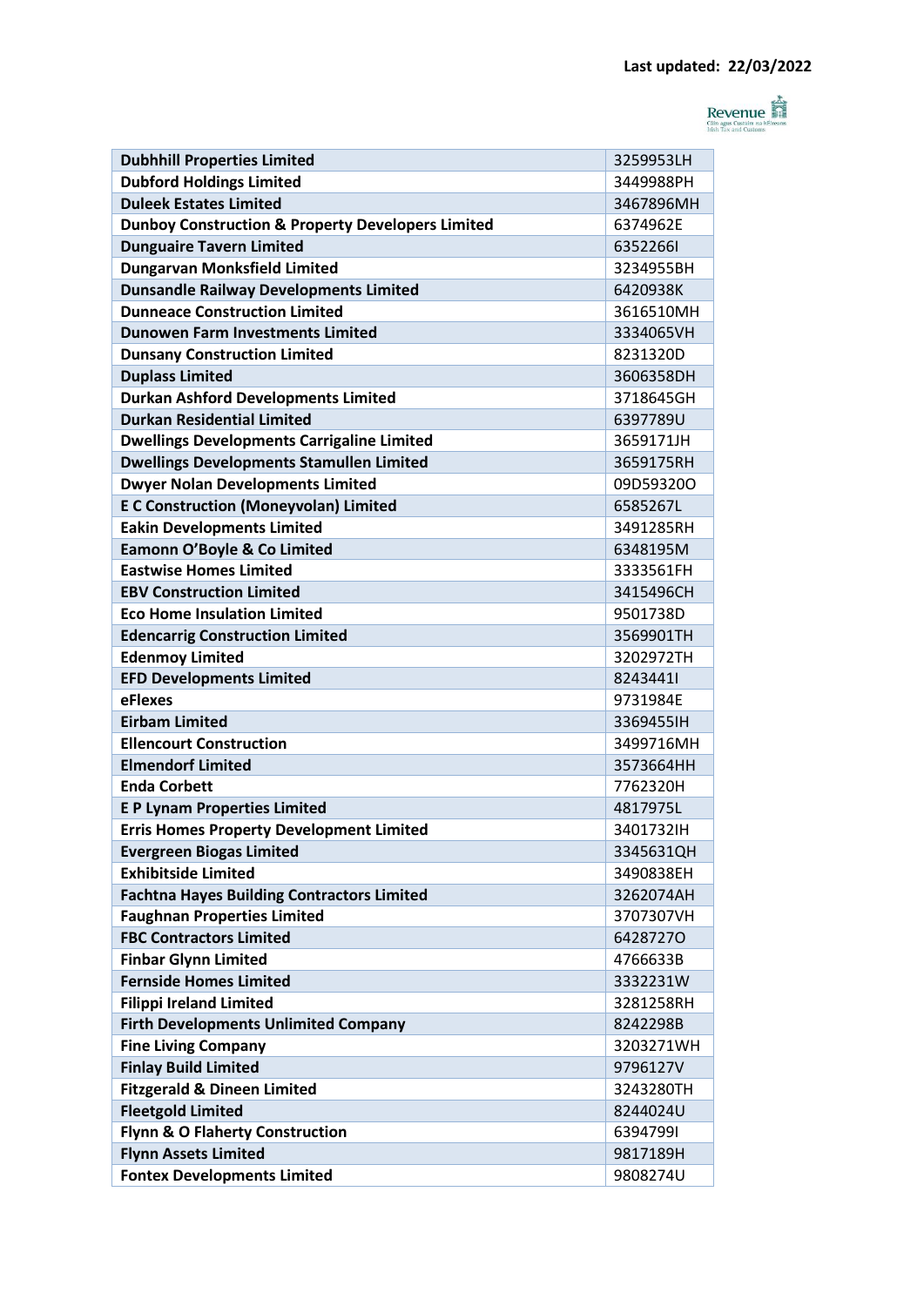Last updated: 22/03/2022

| Dubhhill Properties Limited | 3259953LH |
|---|---|
| Dubford Holdings Limited | 3449988PH |
| Duleek Estates Limited | 3467896MH |
| Dunboy Construction & Property Developers Limited | 6374962E |
| Dunguaire Tavern Limited | 6352266I |
| Dungarvan Monksfield Limited | 3234955BH |
| Dunsandle Railway Developments Limited | 6420938K |
| Dunneace Construction Limited | 3616510MH |
| Dunowen Farm Investments Limited | 3334065VH |
| Dunsany Construction Limited | 8231320D |
| Duplass Limited | 3606358DH |
| Durkan Ashford Developments Limited | 3718645GH |
| Durkan Residential Limited | 6397789U |
| Dwellings Developments Carrigaline Limited | 3659171JH |
| Dwellings Developments Stamullen Limited | 3659175RH |
| Dwyer Nolan Developments Limited | 09D59320O |
| E C Construction (Moneyvolan) Limited | 6585267L |
| Eakin Developments Limited | 3491285RH |
| Eamonn O'Boyle & Co Limited | 6348195M |
| Eastwise Homes Limited | 3333561FH |
| EBV Construction Limited | 3415496CH |
| Eco Home Insulation Limited | 9501738D |
| Edencarrig Construction Limited | 3569901TH |
| Edenmoy Limited | 3202972TH |
| EFD Developments Limited | 8243441I |
| eFlexes | 9731984E |
| Eirbam Limited | 3369455IH |
| Ellencourt Construction | 3499716MH |
| Elmendorf Limited | 3573664HH |
| Enda Corbett | 7762320H |
| E P Lynam Properties Limited | 4817975L |
| Erris Homes Property Development Limited | 3401732IH |
| Evergreen Biogas Limited | 3345631QH |
| Exhibitside Limited | 3490838EH |
| Fachtna Hayes Building Contractors Limited | 3262074AH |
| Faughnan Properties Limited | 3707307VH |
| FBC Contractors Limited | 6428727O |
| Finbar Glynn Limited | 4766633B |
| Fernside Homes Limited | 3332231W |
| Filippi Ireland Limited | 3281258RH |
| Firth Developments Unlimited Company | 8242298B |
| Fine Living Company | 3203271WH |
| Finlay Build Limited | 9796127V |
| Fitzgerald & Dineen Limited | 3243280TH |
| Fleetgold Limited | 8244024U |
| Flynn & O Flaherty Construction | 6394799I |
| Flynn Assets Limited | 9817189H |
| Fontex Developments Limited | 9808274U |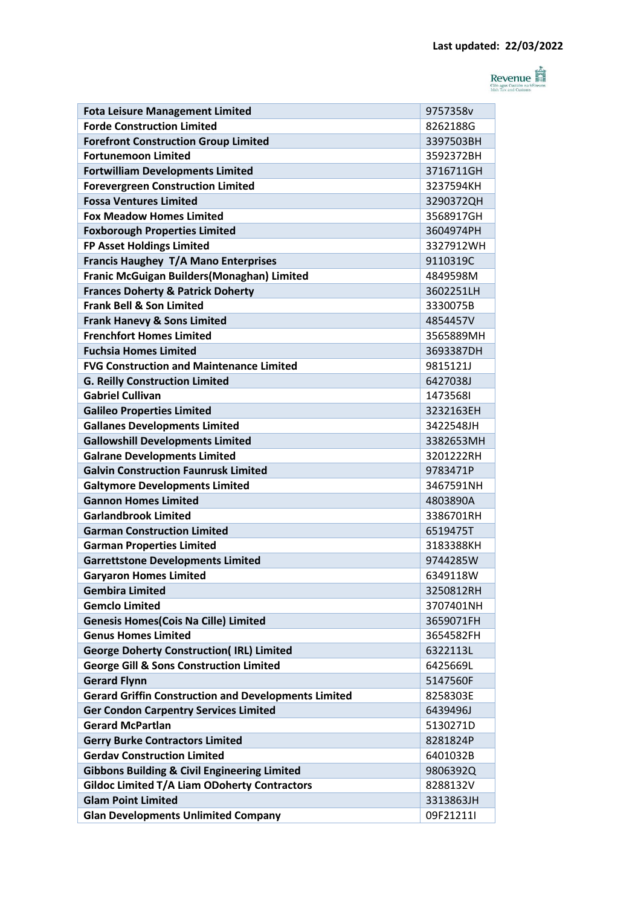Last updated: 22/03/2022

| | |
|---|---|
| **Fota Leisure Management Limited** | 9757358v |
| **Forde Construction Limited** | 8262188G |
| **Forefront Construction Group Limited** | 3397503BH |
| **Fortunemoon Limited** | 3592372BH |
| **Fortwilliam Developments Limited** | 3716711GH |
| **Forevergreen Construction Limited** | 3237594KH |
| **Fossa Ventures Limited** | 3290372QH |
| **Fox Meadow Homes Limited** | 3568917GH |
| **Foxborough Properties Limited** | 3604974PH |
| **FP Asset Holdings Limited** | 3327912WH |
| **Francis Haughey T/A Mano Enterprises** | 9110319C |
| **Franic McGuigan Builders(Monaghan) Limited** | 4849598M |
| **Frances Doherty & Patrick Doherty** | 3602251LH |
| **Frank Bell & Son Limited** | 3330075B |
| **Frank Hanevy & Sons Limited** | 4854457V |
| **Frenchfort Homes Limited** | 3565889MH |
| **Fuchsia Homes Limited** | 3693387DH |
| **FVG Construction and Maintenance Limited** | 9815121J |
| **G. Reilly Construction Limited** | 6427038J |
| **Gabriel Cullivan** | 1473568I |
| **Galileo Properties Limited** | 3232163EH |
| **Gallanes Developments Limited** | 3422548JH |
| **Gallowshill Developments Limited** | 3382653MH |
| **Galrane Developments Limited** | 3201222RH |
| **Galvin Construction Faunrusk Limited** | 9783471P |
| **Galtymore Developments Limited** | 3467591NH |
| **Gannon Homes Limited** | 4803890A |
| **Garlandbrook Limited** | 3386701RH |
| **Garman Construction Limited** | 6519475T |
| **Garman Properties Limited** | 3183388KH |
| **Garrettstone Developments Limited** | 9744285W |
| **Garyaron Homes Limited** | 6349118W |
| **Gembira Limited** | 3250812RH |
| **Gemclo Limited** | 3707401NH |
| **Genesis Homes(Cois Na Cille) Limited** | 3659071FH |
| **Genus Homes Limited** | 3654582FH |
| **George Doherty Construction( IRL) Limited** | 6322113L |
| **George Gill & Sons Construction Limited** | 6425669L |
| **Gerard Flynn** | 5147560F |
| **Gerard Griffin Construction and Developments Limited** | 8258303E |
| **Ger Condon Carpentry Services Limited** | 6439496J |
| **Gerard McPartlan** | 5130271D |
| **Gerry Burke Contractors Limited** | 8281824P |
| **Gerdav Construction Limited** | 6401032B |
| **Gibbons Building & Civil Engineering Limited** | 9806392Q |
| **Gildoc Limited T/A Liam ODoherty Contractors** | 8288132V |
| **Glam Point Limited** | 3313863JH |
| **Glan Developments Unlimited Company** | 09F21211I |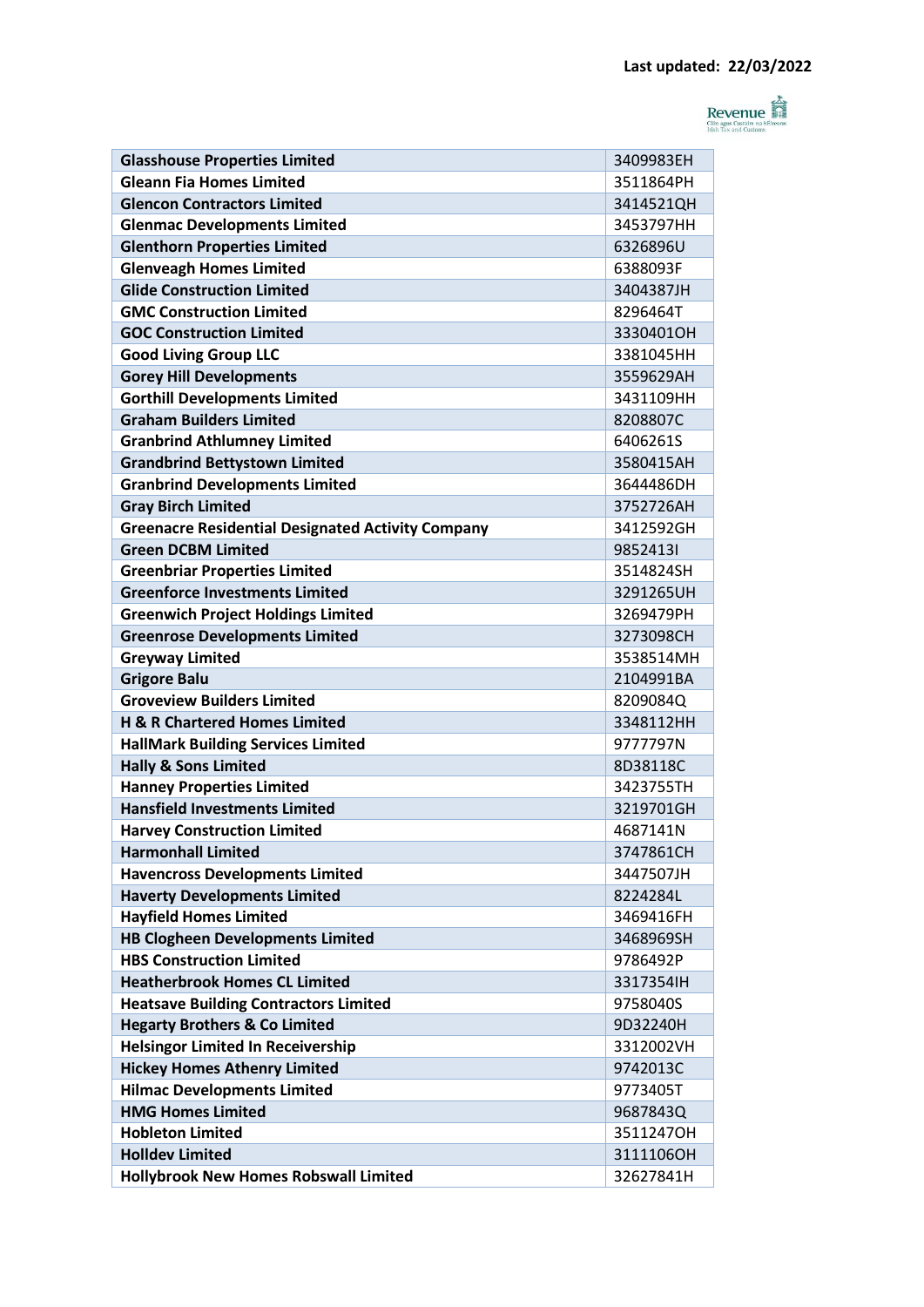Last updated: 22/03/2022

| Glasshouse Properties Limited | 3409983EH |
|---|---|
| Gleann Fia Homes Limited | 3511864PH |
| Glencon Contractors Limited | 3414521QH |
| Glenmac Developments Limited | 3453797HH |
| Glenthorn Properties Limited | 6326896U |
| Glenveagh Homes Limited | 6388093F |
| Glide Construction Limited | 3404387JH |
| GMC Construction Limited | 8296464T |
| GOC Construction Limited | 3330401OH |
| Good Living Group LLC | 3381045HH |
| Gorey Hill Developments | 3559629AH |
| Gorthill Developments Limited | 3431109HH |
| Graham Builders Limited | 8208807C |
| Granbrind Athlumney Limited | 6406261S |
| Grandbrind Bettystown Limited | 3580415AH |
| Granbrind Developments Limited | 3644486DH |
| Gray Birch Limited | 3752726AH |
| Greenacre Residential Designated Activity Company | 3412592GH |
| Green DCBM Limited | 9852413I |
| Greenbriar Properties Limited | 3514824SH |
| Greenforce Investments Limited | 3291265UH |
| Greenwich Project Holdings Limited | 3269479PH |
| Greenrose Developments Limited | 3273098CH |
| Greyway Limited | 3538514MH |
| Grigore Balu | 2104991BA |
| Groveview Builders Limited | 8209084Q |
| H & R Chartered Homes Limited | 3348112HH |
| HallMark Building Services Limited | 9777797N |
| Hally & Sons Limited | 8D38118C |
| Hanney Properties Limited | 3423755TH |
| Hansfield Investments Limited | 3219701GH |
| Harvey Construction Limited | 4687141N |
| Harmonhall Limited | 3747861CH |
| Havencross Developments Limited | 3447507JH |
| Haverty Developments Limited | 8224284L |
| Hayfield Homes Limited | 3469416FH |
| HB Clogheen Developments Limited | 3468969SH |
| HBS Construction Limited | 9786492P |
| Heatherbrook Homes CL Limited | 3317354IH |
| Heatsave Building Contractors Limited | 9758040S |
| Hegarty Brothers & Co Limited | 9D32240H |
| Helsingor Limited In Receivership | 3312002VH |
| Hickey Homes Athenry Limited | 9742013C |
| Hilmac Developments Limited | 9773405T |
| HMG Homes Limited | 9687843Q |
| Hobleton Limited | 3511247OH |
| Holldev Limited | 3111106OH |
| Hollybrook New Homes Robswall Limited | 32627841H |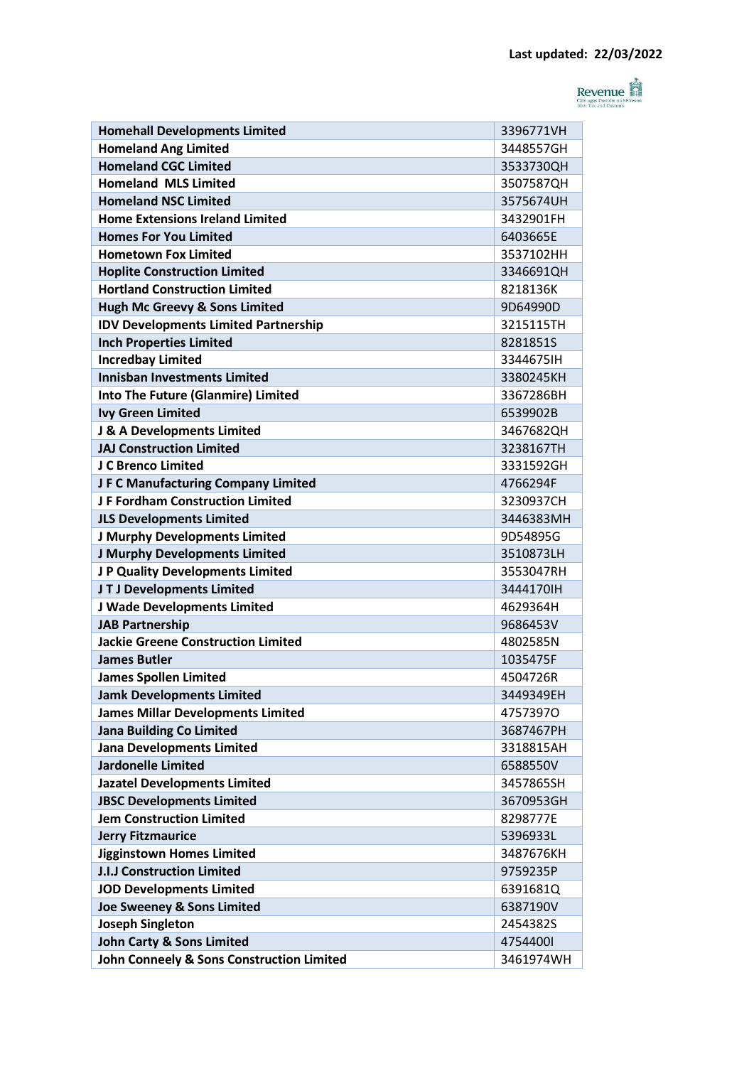Last updated: 22/03/2022

| | |
|---|---|
| **Homehall Developments Limited** | 3396771VH |
| **Homeland Ang Limited** | 3448557GH |
| **Homeland CGC Limited** | 3533730QH |
| **Homeland  MLS Limited** | 3507587QH |
| **Homeland NSC Limited** | 3575674UH |
| **Home Extensions Ireland Limited** | 3432901FH |
| **Homes For You Limited** | 6403665E |
| **Hometown Fox Limited** | 3537102HH |
| **Hoplite Construction Limited** | 3346691QH |
| **Hortland Construction Limited** | 8218136K |
| **Hugh Mc Greevy & Sons Limited** | 9D64990D |
| **IDV Developments Limited Partnership** | 3215115TH |
| **Inch Properties Limited** | 8281851S |
| **Incredbay Limited** | 3344675IH |
| **Innisban Investments Limited** | 3380245KH |
| **Into The Future (Glanmire) Limited** | 3367286BH |
| **Ivy Green Limited** | 6539902B |
| **J & A Developments Limited** | 3467682QH |
| **JAJ Construction Limited** | 3238167TH |
| **J C Brenco Limited** | 3331592GH |
| **J F C Manufacturing Company Limited** | 4766294F |
| **J F Fordham Construction Limited** | 3230937CH |
| **JLS Developments Limited** | 3446383MH |
| **J Murphy Developments Limited** | 9D54895G |
| **J Murphy Developments Limited** | 3510873LH |
| **J P Quality Developments Limited** | 3553047RH |
| **J T J Developments Limited** | 3444170IH |
| **J Wade Developments Limited** | 4629364H |
| **JAB Partnership** | 9686453V |
| **Jackie Greene Construction Limited** | 4802585N |
| **James Butler** | 1035475F |
| **James Spollen Limited** | 4504726R |
| **Jamk Developments Limited** | 3449349EH |
| **James Millar Developments Limited** | 4757397O |
| **Jana Building Co Limited** | 3687467PH |
| **Jana Developments Limited** | 3318815AH |
| **Jardonelle Limited** | 6588550V |
| **Jazatel Developments Limited** | 3457865SH |
| **JBSC Developments Limited** | 3670953GH |
| **Jem Construction Limited** | 8298777E |
| **Jerry Fitzmaurice** | 5396933L |
| **Jigginstown Homes Limited** | 3487676KH |
| **J.I.J Construction Limited** | 9759235P |
| **JOD Developments Limited** | 6391681Q |
| **Joe Sweeney & Sons Limited** | 6387190V |
| **Joseph Singleton** | 2454382S |
| **John Carty & Sons Limited** | 4754400I |
| **John Conneely & Sons Construction Limited** | 3461974WH |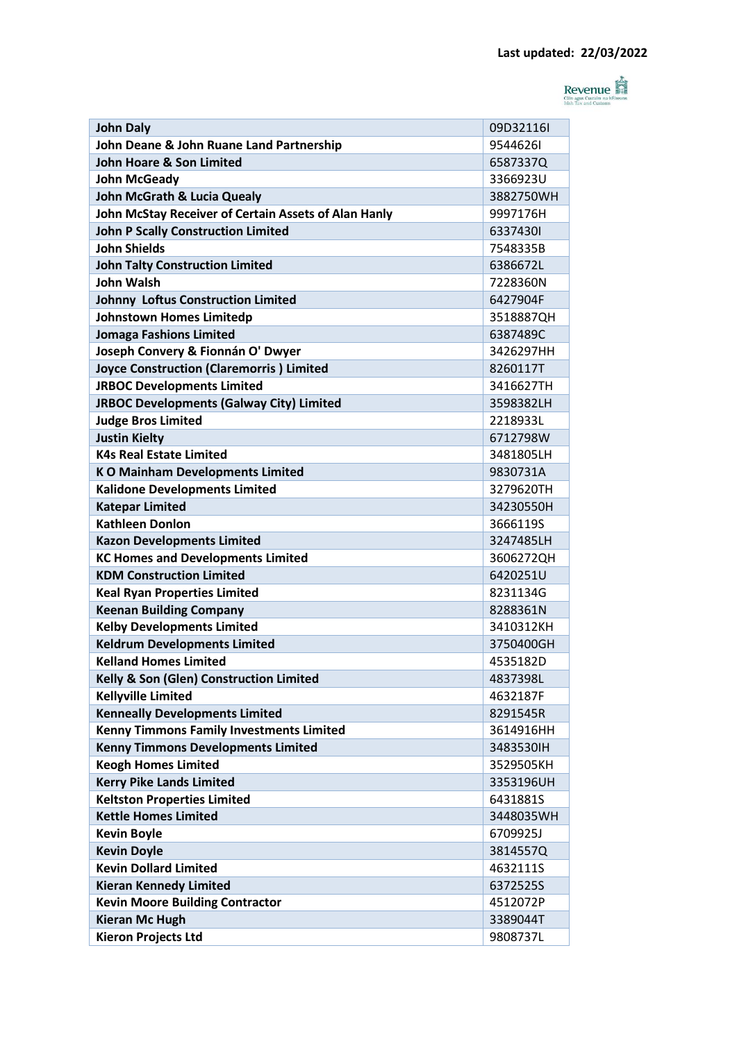Last updated: 22/03/2022

| | |
|---|---|
| John Daly | 09D32116I |
| John Deane & John Ruane Land Partnership | 9544626I |
| John Hoare & Son Limited | 6587337Q |
| John McGeady | 3366923U |
| John McGrath & Lucia Quealy | 3882750WH |
| John McStay Receiver of Certain Assets of Alan Hanly | 9997176H |
| John P Scally Construction Limited | 6337430I |
| John Shields | 7548335B |
| John Talty Construction Limited | 6386672L |
| John Walsh | 7228360N |
| Johnny  Loftus Construction Limited | 6427904F |
| Johnstown Homes Limitedp | 3518887QH |
| Jomaga Fashions Limited | 6387489C |
| Joseph Convery & Fionnán O' Dwyer | 3426297HH |
| Joyce Construction (Claremorris ) Limited | 8260117T |
| JRBOC Developments Limited | 3416627TH |
| JRBOC Developments (Galway City) Limited | 3598382LH |
| Judge Bros Limited | 2218933L |
| Justin Kielty | 6712798W |
| K4s Real Estate Limited | 3481805LH |
| K O Mainham Developments Limited | 9830731A |
| Kalidone Developments Limited | 3279620TH |
| Katepar Limited | 34230550H |
| Kathleen Donlon | 3666119S |
| Kazon Developments Limited | 3247485LH |
| KC Homes and Developments Limited | 3606272QH |
| KDM Construction Limited | 6420251U |
| Keal Ryan Properties Limited | 8231134G |
| Keenan Building Company | 8288361N |
| Kelby Developments Limited | 3410312KH |
| Keldrum Developments Limited | 3750400GH |
| Kelland Homes Limited | 4535182D |
| Kelly & Son (Glen) Construction Limited | 4837398L |
| Kellyville Limited | 4632187F |
| Kenneally Developments Limited | 8291545R |
| Kenny Timmons Family Investments Limited | 3614916HH |
| Kenny Timmons Developments Limited | 3483530IH |
| Keogh Homes Limited | 3529505KH |
| Kerry Pike Lands Limited | 3353196UH |
| Keltston Properties Limited | 6431881S |
| Kettle Homes Limited | 3448035WH |
| Kevin Boyle | 6709925J |
| Kevin Doyle | 3814557Q |
| Kevin Dollard Limited | 4632111S |
| Kieran Kennedy Limited | 6372525S |
| Kevin Moore Building Contractor | 4512072P |
| Kieran Mc Hugh | 3389044T |
| Kieron Projects Ltd | 9808737L |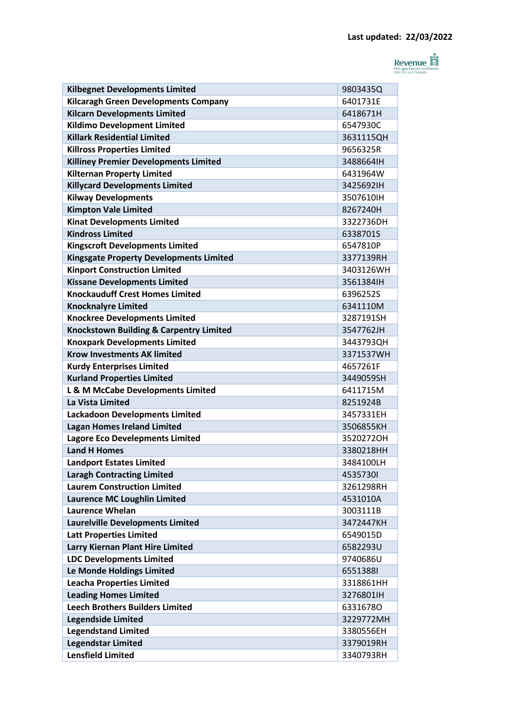Last updated: 22/03/2022

| Kilbegnet Developments Limited | 9803435Q |
|---|---|
| Kilcaragh Green Developments Company | 6401731E |
| Kilcarn Developments Limited | 6418671H |
| Kildimo Development Limited | 6547930C |
| Killark Residential Limited | 3631115QH |
| Killross Properties Limited | 9656325R |
| Killiney Premier Developments Limited | 3488664IH |
| Kilternan Property Limited | 6431964W |
| Killycard Developments Limited | 3425692IH |
| Kilway Developments | 3507610IH |
| Kimpton Vale Limited | 8267240H |
| Kinat Developments Limited | 3322736DH |
| Kindross Limited | 6338701S |
| Kingscroft Developments Limited | 6547810P |
| Kingsgate Property Developments Limited | 3377139RH |
| Kinport Construction Limited | 3403126WH |
| Kissane Developments Limited | 3561384IH |
| Knockauduff Crest Homes Limited | 6396252S |
| Knocknalyre Limited | 6341110M |
| Knockree Developments Limited | 3287191SH |
| Knockstown Building & Carpentry Limited | 3547762JH |
| Knoxpark Developments Limited | 3443793QH |
| Krow Investments AK limited | 3371537WH |
| Kurdy Enterprises Limited | 4657261F |
| Kurland Properties Limited | 3449059SH |
| L & M McCabe Developments Limited | 6411715M |
| La Vista Limited | 8251924B |
| Lackadoon Developments Limited | 3457331EH |
| Lagan Homes Ireland Limited | 3506855KH |
| Lagore Eco Develepments Limited | 3520272OH |
| Land H Homes | 3380218HH |
| Landport Estates Limited | 3484100LH |
| Laragh Contracting Limited | 4535730I |
| Laurem Construction Limited | 3261298RH |
| Laurence MC Loughlin Limited | 4531010A |
| Laurence Whelan | 3003111B |
| Laurelville Developments Limited | 3472447KH |
| Latt Properties Limited | 6549015D |
| Larry Kiernan Plant Hire Limited | 6582293U |
| LDC Developments Limited | 9740686U |
| Le Monde Holdings Limited | 6551388I |
| Leacha Properties Limited | 3318861HH |
| Leading Homes Limited | 3276801IH |
| Leech Brothers Builders Limited | 6331678O |
| Legendside Limited | 3229772MH |
| Legendstand Limited | 3380556EH |
| Legendstar Limited | 3379019RH |
| Lensfield Limited | 3340793RH |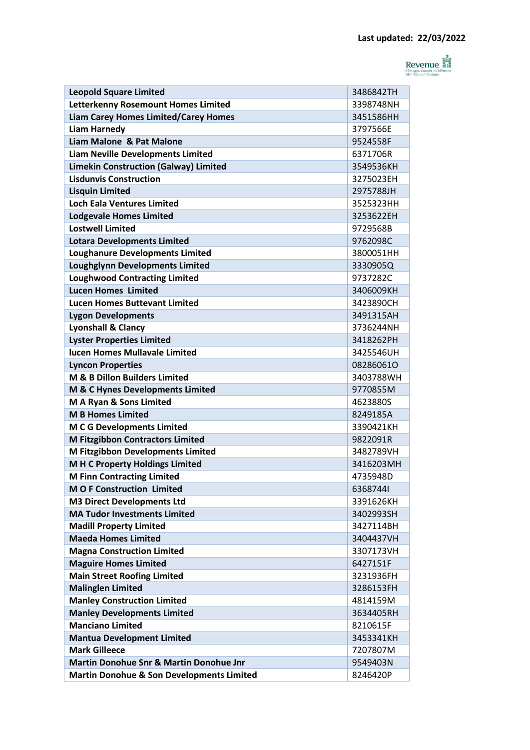Last updated: 22/03/2022

| Leopold Square Limited | 3486842TH |
|---|---|
| Letterkenny Rosemount Homes Limited | 3398748NH |
| Liam Carey Homes Limited/Carey Homes | 3451586HH |
| Liam Harnedy | 3797566E |
| Liam Malone & Pat Malone | 9524558F |
| Liam Neville Developments Limited | 6371706R |
| Limekin Construction (Galway) Limited | 3549536KH |
| Lisdunvis Construction | 3275023EH |
| Lisquin Limited | 2975788JH |
| Loch Eala Ventures Limited | 3525323HH |
| Lodgevale Homes Limited | 3253622EH |
| Lostwell Limited | 9729568B |
| Lotara Developments Limited | 9762098C |
| Loughanure Developments Limited | 3800051HH |
| Loughglynn Developments Limited | 3330905Q |
| Loughwood Contracting Limited | 9737282C |
| Lucen Homes Limited | 3406009KH |
| Lucen Homes Buttevant Limited | 3423890CH |
| Lygon Developments | 3491315AH |
| Lyonshall & Clancy | 3736244NH |
| Lyster Properties Limited | 3418262PH |
| lucen Homes Mullavale Limited | 3425546UH |
| Lyncon Properties | 08286061O |
| M & B Dillon Builders Limited | 3403788WH |
| M & C Hynes Developments Limited | 9770855M |
| M A Ryan & Sons Limited | 4623880S |
| M B Homes Limited | 8249185A |
| M C G Developments Limited | 3390421KH |
| M Fitzgibbon Contractors Limited | 9822091R |
| M Fitzgibbon Developments Limited | 3482789VH |
| M H C Property Holdings Limited | 3416203MH |
| M Finn Contracting Limited | 4735948D |
| M O F Construction Limited | 6368744I |
| M3 Direct Developments Ltd | 3391626KH |
| MA Tudor Investments Limited | 3402993SH |
| Madill Property Limited | 3427114BH |
| Maeda Homes Limited | 3404437VH |
| Magna Construction Limited | 3307173VH |
| Maguire Homes Limited | 6427151F |
| Main Street Roofing Limited | 3231936FH |
| Malinglen Limited | 3286153FH |
| Manley Construction Limited | 4814159M |
| Manley Developments Limited | 3634405RH |
| Manciano Limited | 8210615F |
| Mantua Development Limited | 3453341KH |
| Mark Gilleece | 7207807M |
| Martin Donohue Snr & Martin Donohue Jnr | 9549403N |
| Martin Donohue & Son Developments Limited | 8246420P |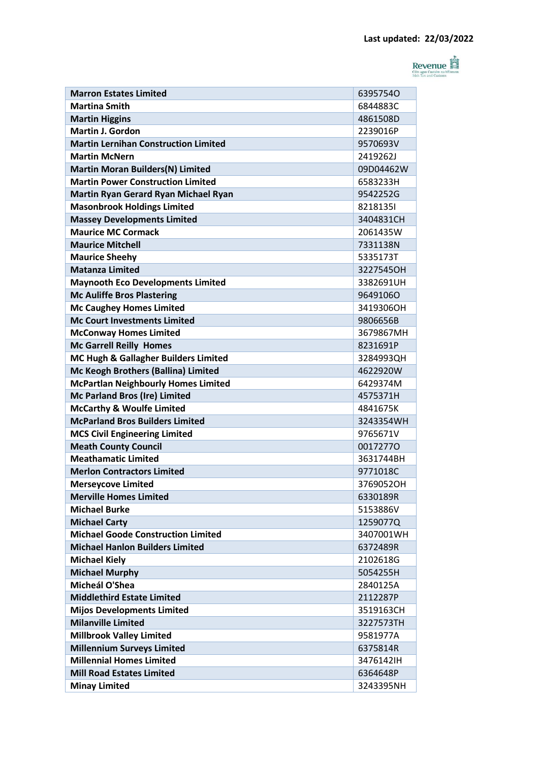Last updated: 22/03/2022

| Marron Estates Limited | 6395754O |
|---|---|
| Martina Smith | 6844883C |
| Martin Higgins | 4861508D |
| Martin J. Gordon | 2239016P |
| Martin Lernihan Construction Limited | 9570693V |
| Martin McNern | 2419262J |
| Martin Moran Builders(N) Limited | 09D04462W |
| Martin Power Construction Limited | 6583233H |
| Martin Ryan Gerard Ryan Michael Ryan | 9542252G |
| Masonbrook Holdings Limited | 8218135I |
| Massey Developments Limited | 3404831CH |
| Maurice MC Cormack | 2061435W |
| Maurice Mitchell | 7331138N |
| Maurice Sheehy | 5335173T |
| Matanza Limited | 3227545OH |
| Maynooth Eco Developments Limited | 3382691UH |
| Mc Auliffe Bros Plastering | 9649106O |
| Mc Caughey Homes Limited | 3419306OH |
| Mc Court Investments Limited | 9806656B |
| McConway Homes Limited | 3679867MH |
| Mc Garrell Reilly  Homes | 8231691P |
| MC Hugh & Gallagher Builders Limited | 3284993QH |
| Mc Keogh Brothers (Ballina) Limited | 4622920W |
| McPartlan Neighbourly Homes Limited | 6429374M |
| Mc Parland Bros (Ire) Limited | 4575371H |
| McCarthy & Woulfe Limited | 4841675K |
| McParland Bros Builders Limited | 3243354WH |
| MCS Civil Engineering Limited | 9765671V |
| Meath County Council | 0017277O |
| Meathamatic Limited | 3631744BH |
| Merlon Contractors Limited | 9771018C |
| Merseycove Limited | 3769052OH |
| Merville Homes Limited | 6330189R |
| Michael Burke | 5153886V |
| Michael Carty | 1259077Q |
| Michael Goode Construction Limited | 3407001WH |
| Michael Hanlon Builders Limited | 6372489R |
| Michael Kiely | 2102618G |
| Michael Murphy | 5054255H |
| Micheál O'Shea | 2840125A |
| Middlethird Estate Limited | 2112287P |
| Mijos Developments Limited | 3519163CH |
| Milanville Limited | 3227573TH |
| Millbrook Valley Limited | 9581977A |
| Millennium Surveys Limited | 6375814R |
| Millennial Homes Limited | 3476142IH |
| Mill Road Estates Limited | 6364648P |
| Minay Limited | 3243395NH |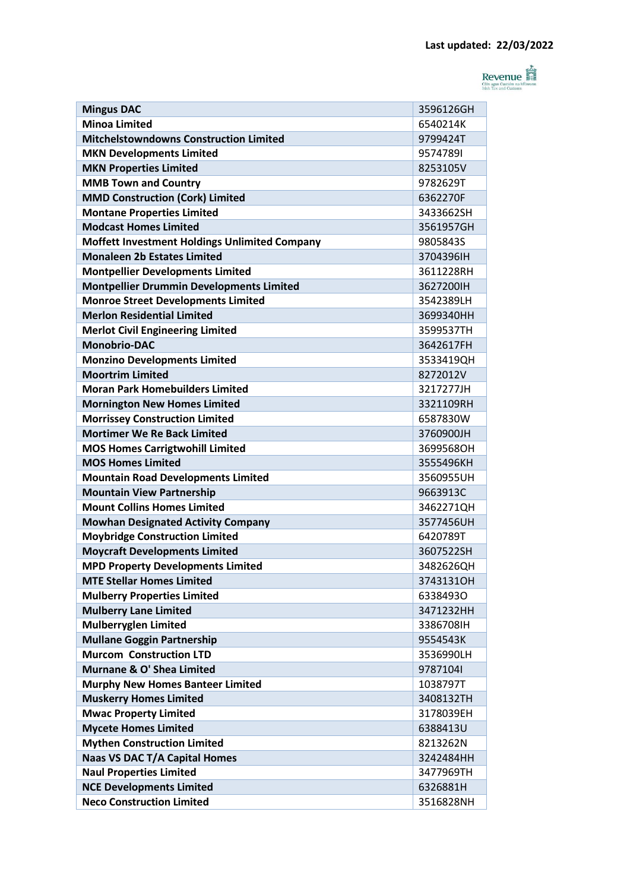Last updated: 22/03/2022

| Mingus DAC | 3596126GH |
|---|---|
| Minoa Limited | 6540214K |
| Mitchelstowndowns Construction Limited | 9799424T |
| MKN Developments Limited | 9574789I |
| MKN Properties Limited | 8253105V |
| MMB Town and Country | 9782629T |
| MMD Construction (Cork) Limited | 6362270F |
| Montane Properties Limited | 3433662SH |
| Modcast Homes Limited | 3561957GH |
| Moffett Investment Holdings Unlimited Company | 9805843S |
| Monaleen 2b Estates Limited | 3704396IH |
| Montpellier Developments Limited | 3611228RH |
| Montpellier Drummin Developments Limited | 3627200IH |
| Monroe Street Developments Limited | 3542389LH |
| Merlon Residential Limited | 3699340HH |
| Merlot Civil Engineering Limited | 3599537TH |
| Monobrio-DAC | 3642617FH |
| Monzino Developments Limited | 3533419QH |
| Moortrim Limited | 8272012V |
| Moran Park Homebuilders Limited | 3217277JH |
| Mornington New Homes Limited | 3321109RH |
| Morrissey Construction Limited | 6587830W |
| Mortimer We Re Back Limited | 3760900JH |
| MOS Homes Carrigtwohill Limited | 3699568OH |
| MOS Homes Limited | 3555496KH |
| Mountain Road Developments Limited | 3560955UH |
| Mountain View Partnership | 9663913C |
| Mount Collins Homes Limited | 3462271QH |
| Mowhan Designated Activity Company | 3577456UH |
| Moybridge Construction Limited | 6420789T |
| Moycraft Developments Limited | 3607522SH |
| MPD Property Developments Limited | 3482626QH |
| MTE Stellar Homes Limited | 3743131OH |
| Mulberry Properties Limited | 6338493O |
| Mulberry Lane Limited | 3471232HH |
| Mulberryglen Limited | 3386708IH |
| Mullane Goggin Partnership | 9554543K |
| Murcom  Construction LTD | 3536990LH |
| Murnane & O' Shea Limited | 9787104I |
| Murphy New Homes Banteer Limited | 1038797T |
| Muskerry Homes Limited | 3408132TH |
| Mwac Property Limited | 3178039EH |
| Mycete Homes Limited | 6388413U |
| Mythen Construction Limited | 8213262N |
| Naas VS DAC T/A Capital Homes | 3242484HH |
| Naul Properties Limited | 3477969TH |
| NCE Developments Limited | 6326881H |
| Neco Construction Limited | 3516828NH |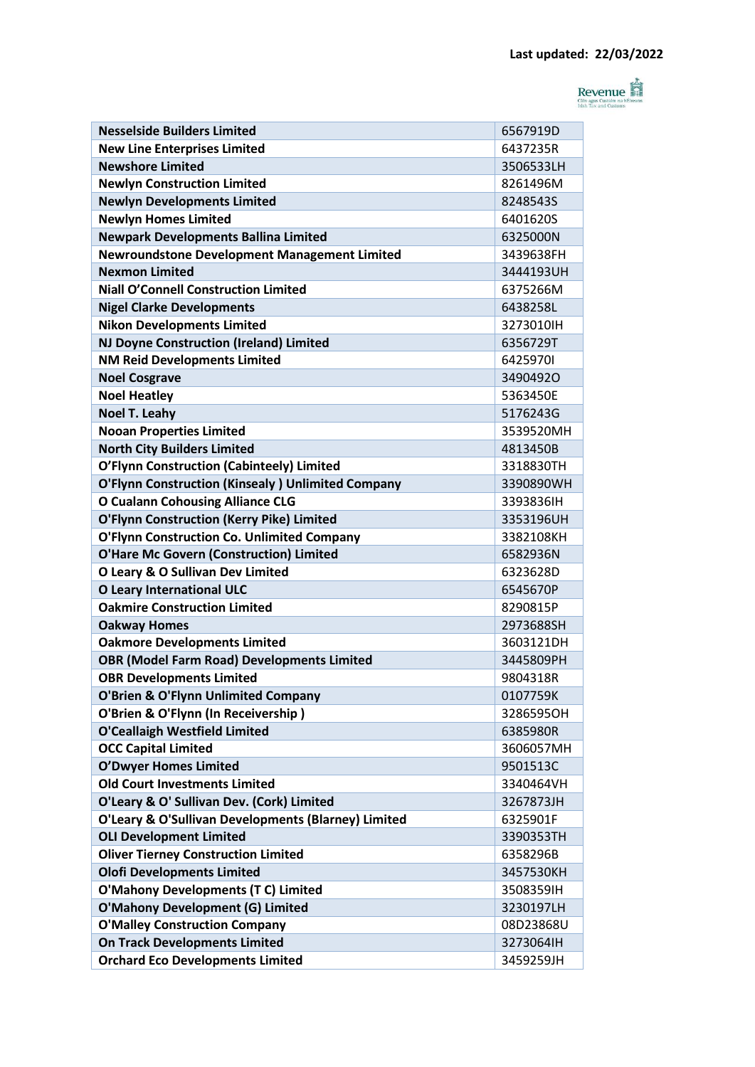Last updated: 22/03/2022

| Nesselside Builders Limited | 6567919D |
|---|---|
| New Line Enterprises Limited | 6437235R |
| Newshore Limited | 3506533LH |
| Newlyn Construction Limited | 8261496M |
| Newlyn Developments Limited | 8248543S |
| Newlyn Homes Limited | 6401620S |
| Newpark Developments Ballina Limited | 6325000N |
| Newroundstone Development Management Limited | 3439638FH |
| Nexmon Limited | 3444193UH |
| Niall O’Connell Construction Limited | 6375266M |
| Nigel Clarke Developments | 6438258L |
| Nikon Developments Limited | 3273010IH |
| NJ Doyne Construction (Ireland) Limited | 6356729T |
| NM Reid Developments Limited | 6425970I |
| Noel Cosgrave | 3490492O |
| Noel Heatley | 5363450E |
| Noel T. Leahy | 5176243G |
| Nooan Properties Limited | 3539520MH |
| North City Builders Limited | 4813450B |
| O’Flynn Construction (Cabinteely) Limited | 3318830TH |
| O'Flynn Construction (Kinsealy ) Unlimited Company | 3390890WH |
| O Cualann Cohousing Alliance CLG | 3393836IH |
| O'Flynn Construction (Kerry Pike) Limited | 3353196UH |
| O'Flynn Construction Co. Unlimited Company | 3382108KH |
| O'Hare Mc Govern (Construction) Limited | 6582936N |
| O Leary & O Sullivan Dev Limited | 6323628D |
| O Leary International ULC | 6545670P |
| Oakmire Construction Limited | 8290815P |
| Oakway Homes | 2973688SH |
| Oakmore Developments Limited | 3603121DH |
| OBR (Model Farm Road) Developments Limited | 3445809PH |
| OBR Developments Limited | 9804318R |
| O'Brien & O'Flynn Unlimited Company | 0107759K |
| O'Brien & O'Flynn (In Receivership ) | 3286595OH |
| O'Ceallaigh Westfield Limited | 6385980R |
| OCC Capital Limited | 3606057MH |
| O’Dwyer Homes Limited | 9501513C |
| Old Court Investments Limited | 3340464VH |
| O'Leary & O' Sullivan Dev. (Cork) Limited | 3267873JH |
| O'Leary & O'Sullivan Developments (Blarney) Limited | 6325901F |
| OLI Development Limited | 3390353TH |
| Oliver Tierney Construction Limited | 6358296B |
| Olofi Developments Limited | 3457530KH |
| O'Mahony Developments (T C) Limited | 3508359IH |
| O'Mahony Development (G) Limited | 3230197LH |
| O'Malley Construction Company | 08D23868U |
| On Track Developments Limited | 3273064IH |
| Orchard Eco Developments Limited | 3459259JH |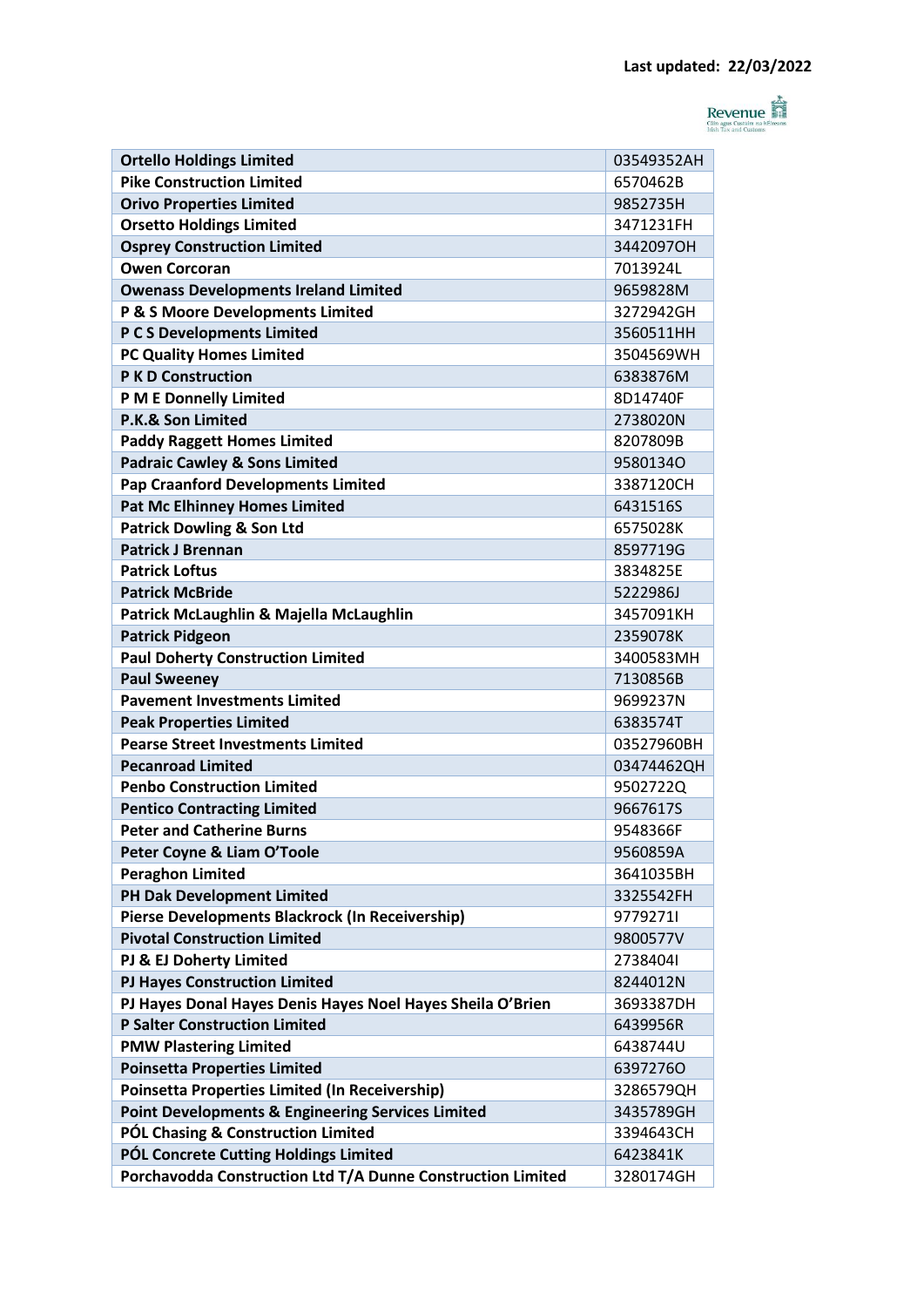Last updated: 22/03/2022

| Ortello Holdings Limited | 03549352AH |
| --- | --- |
| Pike Construction Limited | 6570462B |
| Orivo Properties Limited | 9852735H |
| Orsetto Holdings Limited | 3471231FH |
| Osprey Construction Limited | 3442097OH |
| Owen Corcoran | 7013924L |
| Owenass Developments Ireland Limited | 9659828M |
| P & S Moore Developments Limited | 3272942GH |
| P C S Developments Limited | 3560511HH |
| PC Quality Homes Limited | 3504569WH |
| P K D Construction | 6383876M |
| P M E Donnelly Limited | 8D14740F |
| P.K.& Son Limited | 2738020N |
| Paddy Raggett Homes Limited | 8207809B |
| Padraic Cawley & Sons Limited | 9580134O |
| Pap Craanford Developments Limited | 3387120CH |
| Pat Mc Elhinney Homes Limited | 6431516S |
| Patrick Dowling & Son Ltd | 6575028K |
| Patrick J Brennan | 8597719G |
| Patrick Loftus | 3834825E |
| Patrick McBride | 5222986J |
| Patrick McLaughlin & Majella McLaughlin | 3457091KH |
| Patrick Pidgeon | 2359078K |
| Paul Doherty Construction Limited | 3400583MH |
| Paul Sweeney | 7130856B |
| Pavement Investments Limited | 9699237N |
| Peak Properties Limited | 6383574T |
| Pearse Street Investments Limited | 03527960BH |
| Pecanroad Limited | 03474462QH |
| Penbo Construction Limited | 9502722Q |
| Pentico Contracting Limited | 9667617S |
| Peter and Catherine Burns | 9548366F |
| Peter Coyne & Liam O'Toole | 9560859A |
| Peraghon Limited | 3641035BH |
| PH Dak Development Limited | 3325542FH |
| Pierse Developments Blackrock (In Receivership) | 9779271I |
| Pivotal Construction Limited | 9800577V |
| PJ & EJ Doherty Limited | 2738404I |
| PJ Hayes Construction Limited | 8244012N |
| PJ Hayes Donal Hayes Denis Hayes Noel Hayes Sheila O'Brien | 3693387DH |
| P Salter Construction Limited | 6439956R |
| PMW Plastering Limited | 6438744U |
| Poinsetta Properties Limited | 6397276O |
| Poinsetta Properties Limited (In Receivership) | 3286579QH |
| Point Developments & Engineering Services Limited | 3435789GH |
| PÓL Chasing & Construction Limited | 3394643CH |
| PÓL Concrete Cutting Holdings Limited | 6423841K |
| Porchavodda Construction Ltd T/A Dunne Construction Limited | 3280174GH |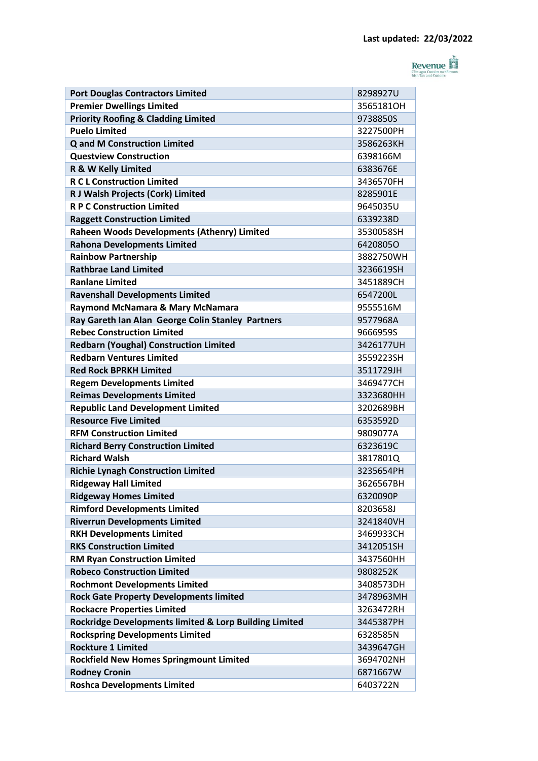Last updated: 22/03/2022

| | |
|---|---|
| **Port Douglas Contractors Limited** | 8298927U |
| **Premier Dwellings Limited** | 3565181OH |
| **Priority Roofing & Cladding Limited** | 9738850S |
| **Puelo Limited** | 3227500PH |
| **Q and M Construction Limited** | 3586263KH |
| **Questview Construction** | 6398166M |
| **R & W Kelly Limited** | 6383676E |
| **R C L Construction Limited** | 3436570FH |
| **R J Walsh Projects (Cork) Limited** | 8285901E |
| **R P C Construction Limited** | 9645035U |
| **Raggett Construction Limited** | 6339238D |
| **Raheen Woods Developments (Athenry) Limited** | 3530058SH |
| **Rahona Developments Limited** | 6420805O |
| **Rainbow Partnership** | 3882750WH |
| **Rathbrae Land Limited** | 3236619SH |
| **Ranlane Limited** | 3451889CH |
| **Ravenshall Developments Limited** | 6547200L |
| **Raymond McNamara & Mary McNamara** | 9555516M |
| **Ray Gareth Ian Alan George Colin Stanley Partners** | 9577968A |
| **Rebec Construction Limited** | 9666959S |
| **Redbarn (Youghal) Construction Limited** | 3426177UH |
| **Redbarn Ventures Limited** | 3559223SH |
| **Red Rock BPRKH Limited** | 3511729JH |
| **Regem Developments Limited** | 3469477CH |
| **Reimas Developments Limited** | 3323680HH |
| **Republic Land Development Limited** | 3202689BH |
| **Resource Five Limited** | 6353592D |
| **RFM Construction Limited** | 9809077A |
| **Richard Berry Construction Limited** | 6323619C |
| **Richard Walsh** | 3817801Q |
| **Richie Lynagh Construction Limited** | 3235654PH |
| **Ridgeway Hall Limited** | 3626567BH |
| **Ridgeway Homes Limited** | 6320090P |
| **Rimford Developments Limited** | 8203658J |
| **Riverrun Developments Limited** | 3241840VH |
| **RKH Developments Limited** | 3469933CH |
| **RKS Construction Limited** | 3412051SH |
| **RM Ryan Construction Limited** | 3437560HH |
| **Robeco Construction Limited** | 9808252K |
| **Rochmont Developments Limited** | 3408573DH |
| **Rock Gate Property Developments limited** | 3478963MH |
| **Rockacre Properties Limited** | 3263472RH |
| **Rockridge Developments limited & Lorp Building Limited** | 3445387PH |
| **Rockspring Developments Limited** | 6328585N |
| **Rockture 1 Limited** | 3439647GH |
| **Rockfield New Homes Springmount Limited** | 3694702NH |
| **Rodney Cronin** | 6871667W |
| **Roshca Developments Limited** | 6403722N |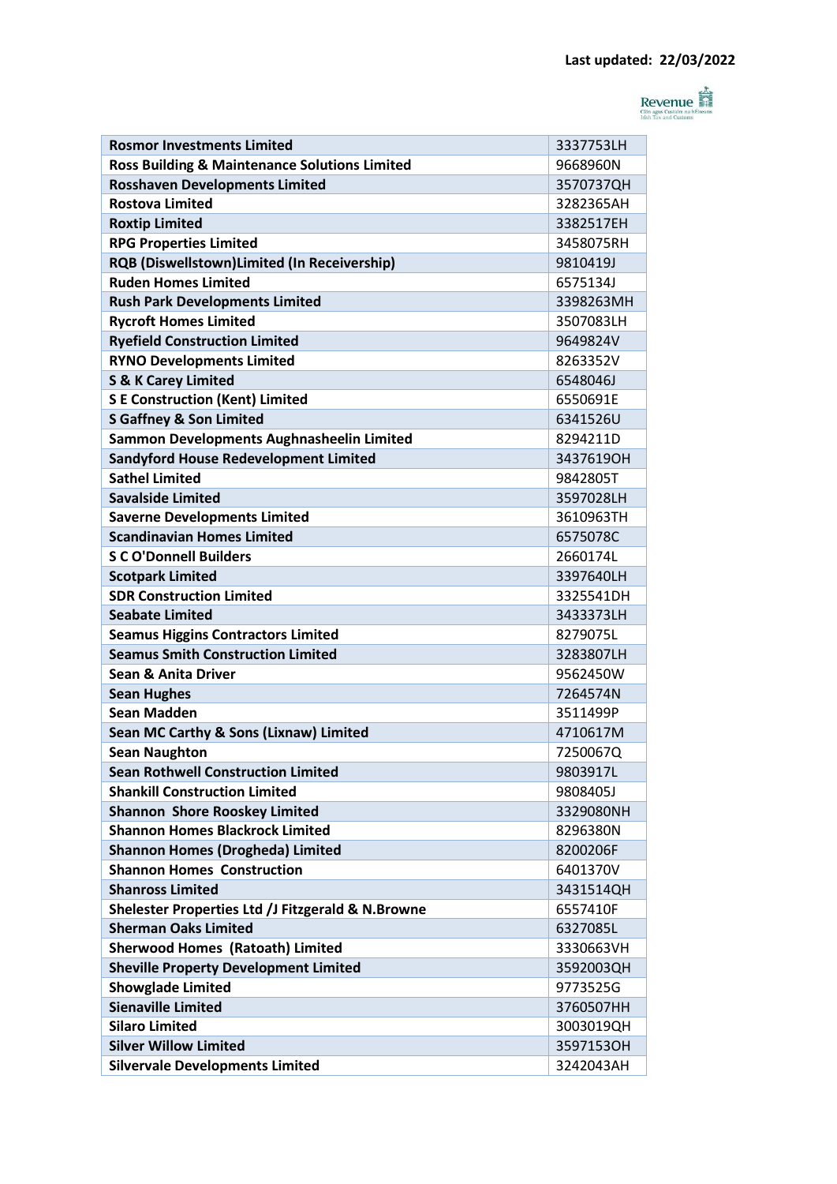Last updated: 22/03/2022

| Rosmor Investments Limited | 3337753LH |
|---|---|
| Ross Building & Maintenance Solutions Limited | 9668960N |
| Rosshaven Developments Limited | 3570737QH |
| Rostova Limited | 3282365AH |
| Roxtip Limited | 3382517EH |
| RPG Properties Limited | 3458075RH |
| RQB (Diswellstown)Limited (In Receivership) | 9810419J |
| Ruden Homes Limited | 6575134J |
| Rush Park Developments Limited | 3398263MH |
| Rycroft Homes Limited | 3507083LH |
| Ryefield Construction Limited | 9649824V |
| RYNO Developments Limited | 8263352V |
| S & K Carey Limited | 6548046J |
| S E Construction (Kent) Limited | 6550691E |
| S Gaffney & Son Limited | 6341526U |
| Sammon Developments Aughnasheelin Limited | 8294211D |
| Sandyford House Redevelopment Limited | 3437619OH |
| Sathel Limited | 9842805T |
| Savalside Limited | 3597028LH |
| Saverne Developments Limited | 3610963TH |
| Scandinavian Homes Limited | 6575078C |
| S C O'Donnell Builders | 2660174L |
| Scotpark Limited | 3397640LH |
| SDR Construction Limited | 3325541DH |
| Seabate Limited | 3433373LH |
| Seamus Higgins Contractors Limited | 8279075L |
| Seamus Smith Construction Limited | 3283807LH |
| Sean & Anita Driver | 9562450W |
| Sean Hughes | 7264574N |
| Sean Madden | 3511499P |
| Sean MC Carthy & Sons (Lixnaw) Limited | 4710617M |
| Sean Naughton | 7250067Q |
| Sean Rothwell Construction Limited | 9803917L |
| Shankill Construction Limited | 9808405J |
| Shannon Shore Rooskey Limited | 3329080NH |
| Shannon Homes Blackrock Limited | 8296380N |
| Shannon Homes (Drogheda) Limited | 8200206F |
| Shannon Homes Construction | 6401370V |
| Shanross Limited | 3431514QH |
| Shelester Properties Ltd /J Fitzgerald & N.Browne | 6557410F |
| Sherman Oaks Limited | 6327085L |
| Sherwood Homes (Ratoath) Limited | 3330663VH |
| Sheville Property Development Limited | 3592003QH |
| Showglade Limited | 9773525G |
| Sienaville Limited | 3760507HH |
| Silaro Limited | 3003019QH |
| Silver Willow Limited | 3597153OH |
| Silvervale Developments Limited | 3242043AH |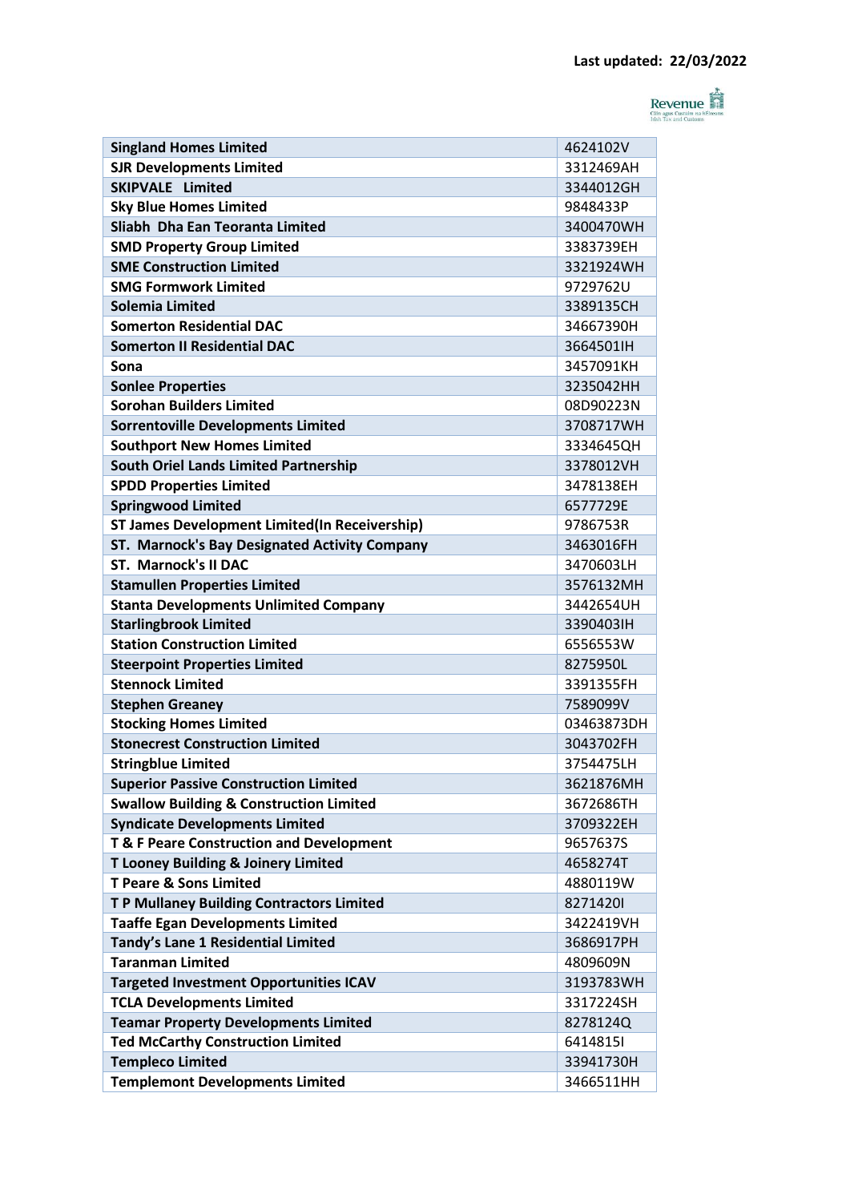Last updated: 22/03/2022

| Singland Homes Limited | 4624102V |
|---|---|
| SJR Developments Limited | 3312469AH |
| SKIPVALE  Limited | 3344012GH |
| Sky Blue Homes Limited | 9848433P |
| Sliabh  Dha Ean Teoranta Limited | 3400470WH |
| SMD Property Group Limited | 3383739EH |
| SME Construction Limited | 3321924WH |
| SMG Formwork Limited | 9729762U |
| Solemia Limited | 3389135CH |
| Somerton Residential DAC | 34667390H |
| Somerton II Residential DAC | 3664501IH |
| Sona | 3457091KH |
| Sonlee Properties | 3235042HH |
| Sorohan Builders Limited | 08D90223N |
| Sorrentoville Developments Limited | 3708717WH |
| Southport New Homes Limited | 3334645QH |
| South Oriel Lands Limited Partnership | 3378012VH |
| SPDD Properties Limited | 3478138EH |
| Springwood Limited | 6577729E |
| ST James Development Limited(In Receivership) | 9786753R |
| ST.  Marnock's Bay Designated Activity Company | 3463016FH |
| ST.  Marnock's II DAC | 3470603LH |
| Stamullen Properties Limited | 3576132MH |
| Stanta Developments Unlimited Company | 3442654UH |
| Starlingbrook Limited | 3390403IH |
| Station Construction Limited | 6556553W |
| Steerpoint Properties Limited | 8275950L |
| Stennock Limited | 3391355FH |
| Stephen Greaney | 7589099V |
| Stocking Homes Limited | 03463873DH |
| Stonecrest Construction Limited | 3043702FH |
| Stringblue Limited | 3754475LH |
| Superior Passive Construction Limited | 3621876MH |
| Swallow Building & Construction Limited | 3672686TH |
| Syndicate Developments Limited | 3709322EH |
| T & F Peare Construction and Development | 9657637S |
| T Looney Building & Joinery Limited | 4658274T |
| T Peare & Sons Limited | 4880119W |
| T P Mullaney Building Contractors Limited | 8271420I |
| Taaffe Egan Developments Limited | 3422419VH |
| Tandy's Lane 1 Residential Limited | 3686917PH |
| Taranman Limited | 4809609N |
| Targeted Investment Opportunities ICAV | 3193783WH |
| TCLA Developments Limited | 3317224SH |
| Teamar Property Developments Limited | 8278124Q |
| Ted McCarthy Construction Limited | 6414815I |
| Templeco Limited | 33941730H |
| Templemont Developments Limited | 3466511HH |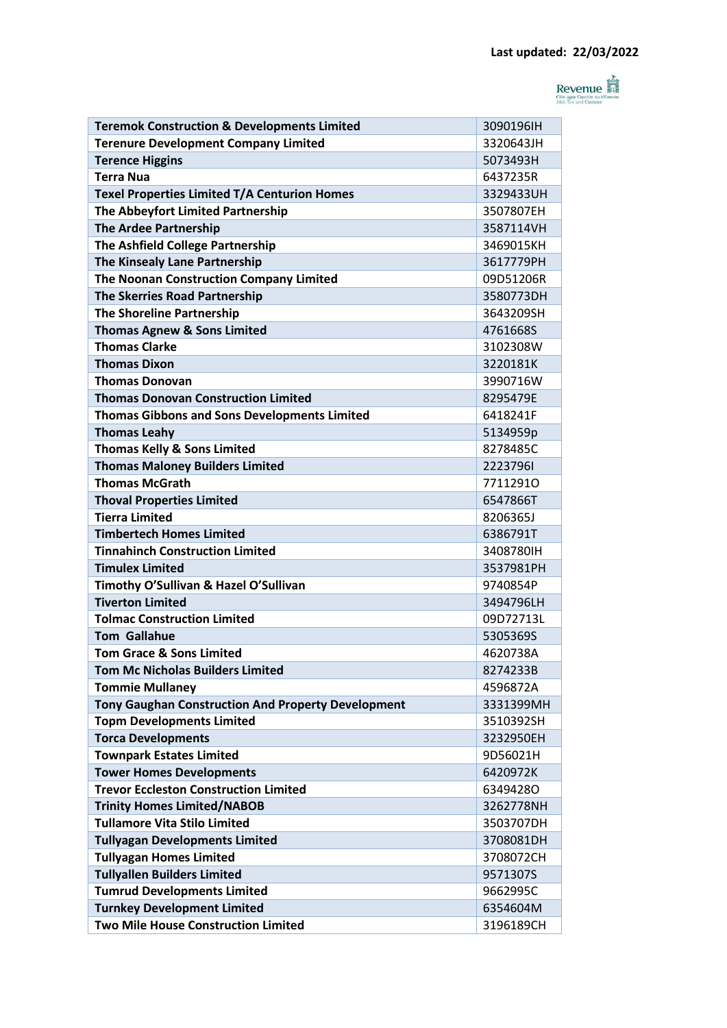Last updated: 22/03/2022

| Teremok Construction & Developments Limited | 3090196IH |
|---|---|
| Terenure Development Company Limited | 3320643JH |
| Terence Higgins | 5073493H |
| Terra Nua | 6437235R |
| Texel Properties Limited T/A Centurion Homes | 3329433UH |
| The Abbeyfort Limited Partnership | 3507807EH |
| The Ardee Partnership | 3587114VH |
| The Ashfield College Partnership | 3469015KH |
| The Kinsealy Lane Partnership | 3617779PH |
| The Noonan Construction Company Limited | 09D51206R |
| The Skerries Road Partnership | 3580773DH |
| The Shoreline Partnership | 3643209SH |
| Thomas Agnew & Sons Limited | 4761668S |
| Thomas Clarke | 3102308W |
| Thomas Dixon | 3220181K |
| Thomas Donovan | 3990716W |
| Thomas Donovan Construction Limited | 8295479E |
| Thomas Gibbons and Sons Developments Limited | 6418241F |
| Thomas Leahy | 5134959p |
| Thomas Kelly & Sons Limited | 8278485C |
| Thomas Maloney Builders Limited | 2223796I |
| Thomas McGrath | 7711291O |
| Thoval Properties Limited | 6547866T |
| Tierra Limited | 8206365J |
| Timbertech Homes Limited | 6386791T |
| Tinnahinch Construction Limited | 3408780IH |
| Timulex Limited | 3537981PH |
| Timothy O'Sullivan & Hazel O'Sullivan | 9740854P |
| Tiverton Limited | 3494796LH |
| Tolmac Construction Limited | 09D72713L |
| Tom Gallahue | 5305369S |
| Tom Grace & Sons Limited | 4620738A |
| Tom Mc Nicholas Builders Limited | 8274233B |
| Tommie Mullaney | 4596872A |
| Tony Gaughan Construction And Property Development | 3331399MH |
| Topm Developments Limited | 3510392SH |
| Torca Developments | 3232950EH |
| Townpark Estates Limited | 9D56021H |
| Tower Homes Developments | 6420972K |
| Trevor Eccleston Construction Limited | 6349428O |
| Trinity Homes Limited/NABOB | 3262778NH |
| Tullamore Vita Stilo Limited | 3503707DH |
| Tullyagan Developments Limited | 3708081DH |
| Tullyagan Homes Limited | 3708072CH |
| Tullyallen Builders Limited | 9571307S |
| Tumrud Developments Limited | 9662995C |
| Turnkey Development Limited | 6354604M |
| Two Mile House Construction Limited | 3196189CH |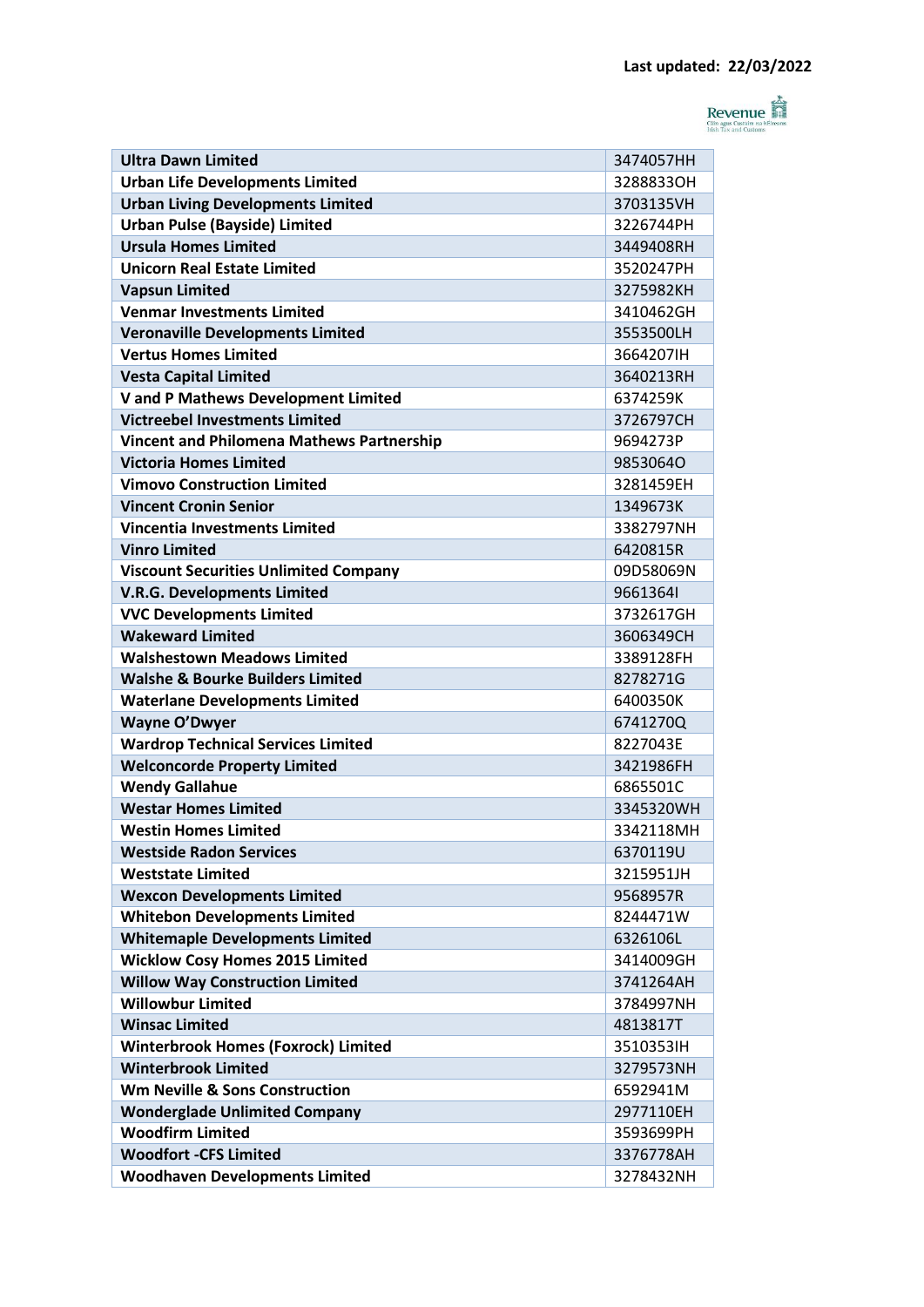Last updated: 22/03/2022

| Ultra Dawn Limited | 3474057HH |
|---|---|
| Urban Life Developments Limited | 3288833OH |
| Urban Living Developments Limited | 3703135VH |
| Urban Pulse (Bayside) Limited | 3226744PH |
| Ursula Homes Limited | 3449408RH |
| Unicorn Real Estate Limited | 3520247PH |
| Vapsun Limited | 3275982KH |
| Venmar Investments Limited | 3410462GH |
| Veronaville Developments Limited | 3553500LH |
| Vertus Homes Limited | 3664207IH |
| Vesta Capital Limited | 3640213RH |
| V and P Mathews Development Limited | 6374259K |
| Victreebel Investments Limited | 3726797CH |
| Vincent and Philomena Mathews Partnership | 9694273P |
| Victoria Homes Limited | 9853064O |
| Vimovo Construction Limited | 3281459EH |
| Vincent Cronin Senior | 1349673K |
| Vincentia Investments Limited | 3382797NH |
| Vinro Limited | 6420815R |
| Viscount Securities Unlimited Company | 09D58069N |
| V.R.G. Developments Limited | 9661364I |
| VVC Developments Limited | 3732617GH |
| Wakeward Limited | 3606349CH |
| Walshestown Meadows Limited | 3389128FH |
| Walshe & Bourke Builders Limited | 8278271G |
| Waterlane Developments Limited | 6400350K |
| Wayne O'Dwyer | 6741270Q |
| Wardrop Technical Services Limited | 8227043E |
| Welconcorde Property Limited | 3421986FH |
| Wendy Gallahue | 6865501C |
| Westar Homes Limited | 3345320WH |
| Westin Homes Limited | 3342118MH |
| Westside Radon Services | 6370119U |
| Weststate Limited | 3215951JH |
| Wexcon Developments Limited | 9568957R |
| Whitebon Developments Limited | 8244471W |
| Whitemaple Developments Limited | 6326106L |
| Wicklow Cosy Homes 2015 Limited | 3414009GH |
| Willow Way Construction Limited | 3741264AH |
| Willowbur Limited | 3784997NH |
| Winsac Limited | 4813817T |
| Winterbrook Homes (Foxrock) Limited | 3510353IH |
| Winterbrook Limited | 3279573NH |
| Wm Neville & Sons Construction | 6592941M |
| Wonderglade Unlimited Company | 2977110EH |
| Woodfirm Limited | 3593699PH |
| Woodfort -CFS Limited | 3376778AH |
| Woodhaven Developments Limited | 3278432NH |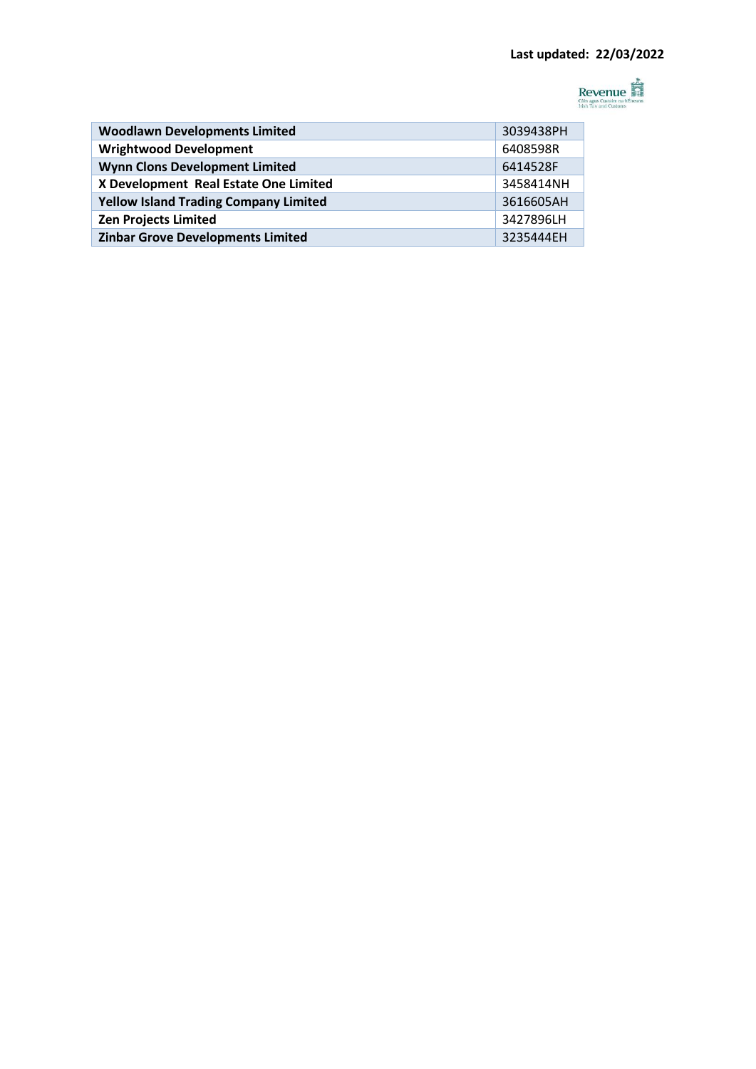Last updated: 22/03/2022

| | |
|---|---|
| **Woodlawn Developments Limited** | 3039438PH |
| **Wrightwood Development** | 6408598R |
| **Wynn Clons Development Limited** | 6414528F |
| **X Development  Real Estate One Limited** | 3458414NH |
| **Yellow Island Trading Company Limited** | 3616605AH |
| **Zen Projects Limited** | 3427896LH |
| **Zinbar Grove Developments Limited** | 3235444EH |